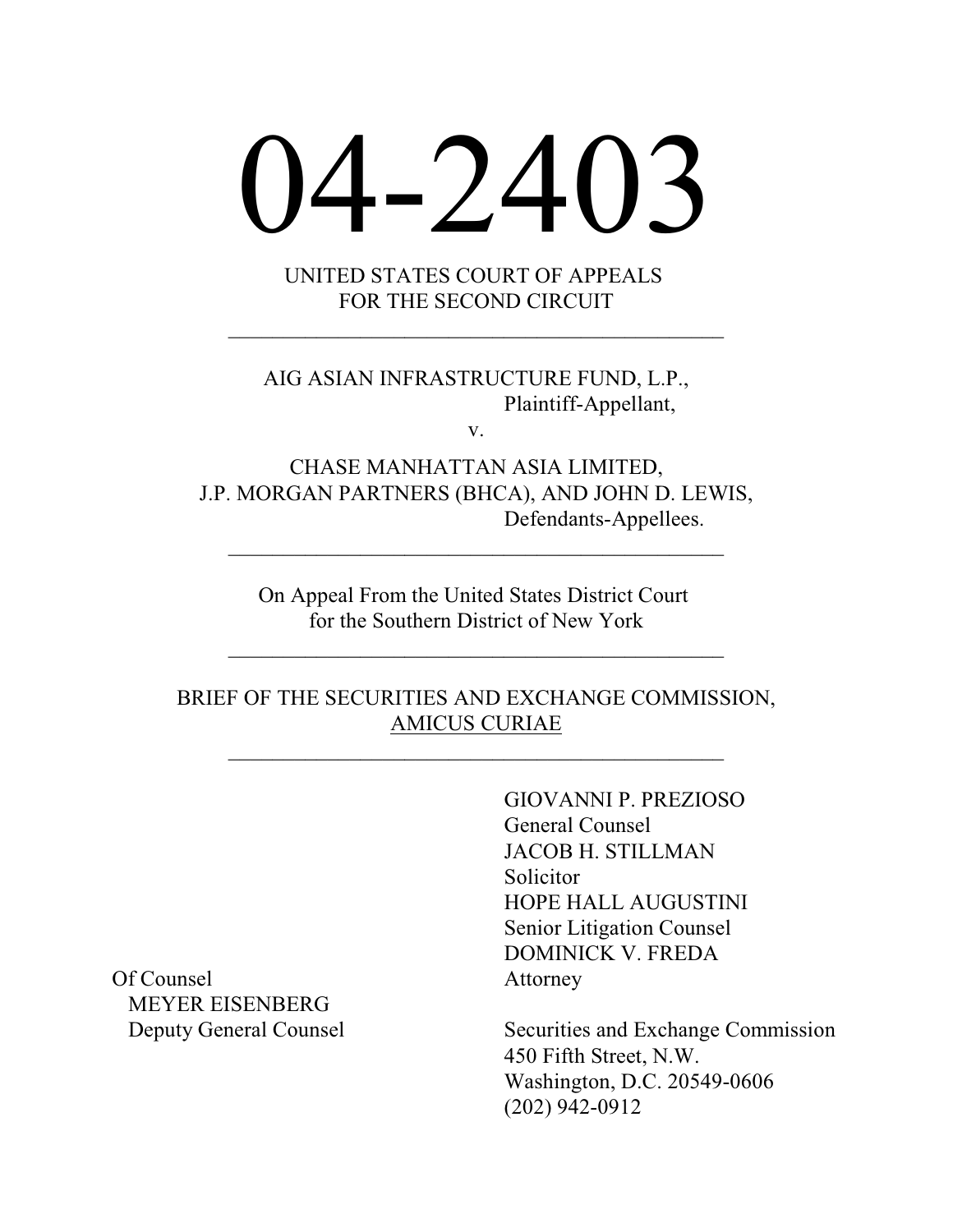# 04-2403

UNITED STATES COURT OF APPEALS
FOR THE SECOND CIRCUIT

---

AIG ASIAN INFRASTRUCTURE FUND, L.P.,
Plaintiff-Appellant,

v.

CHASE MANHATTAN ASIA LIMITED,
J.P. MORGAN PARTNERS (BHCA), AND JOHN D. LEWIS,
Defendants-Appellees.

---

On Appeal From the United States District Court
for the Southern District of New York

---

BRIEF OF THE SECURITIES AND EXCHANGE COMMISSION,
AMICUS CURIAE

---

GIOVANNI P. PREZIOSO
General Counsel
JACOB H. STILLMAN
Solicitor
HOPE HALL AUGUSTINI
Senior Litigation Counsel
DOMINICK V. FREDA
Attorney

Securities and Exchange Commission
450 Fifth Street, N.W.
Washington, D.C. 20549-0606
(202) 942-0912

Of Counsel
MEYER EISENBERG
Deputy General Counsel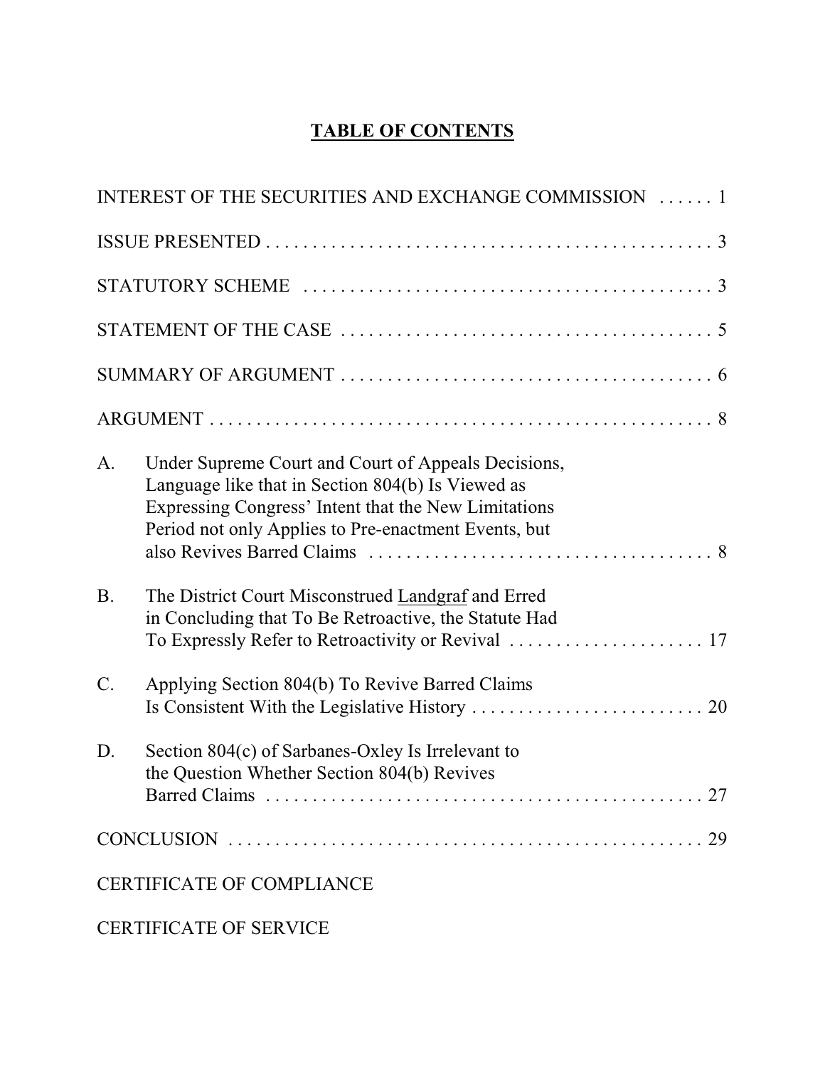# TABLE OF CONTENTS

INTEREST OF THE SECURITIES AND EXCHANGE COMMISSION . . . . . . 1

ISSUE PRESENTED . . . . . . . . . . . . . . . . . . . . . . . . . . . . . . . . . . . . . . . . . . . . . . . . . 3

STATUTORY SCHEME . . . . . . . . . . . . . . . . . . . . . . . . . . . . . . . . . . . . . . . . . . . . . 3

STATEMENT OF THE CASE . . . . . . . . . . . . . . . . . . . . . . . . . . . . . . . . . . . . . . . . . 5

SUMMARY OF ARGUMENT . . . . . . . . . . . . . . . . . . . . . . . . . . . . . . . . . . . . . . . . . 6

ARGUMENT . . . . . . . . . . . . . . . . . . . . . . . . . . . . . . . . . . . . . . . . . . . . . . . . . . . . . . 8

A. Under Supreme Court and Court of Appeals Decisions, Language like that in Section 804(b) Is Viewed as Expressing Congress' Intent that the New Limitations Period not only Applies to Pre-enactment Events, but also Revives Barred Claims . . . . . . . . . . . . . . . . . . . . . . . . . . . . . . . . . . . . . 8

B. The District Court Misconstrued Landgraf and Erred in Concluding that To Be Retroactive, the Statute Had To Expressly Refer to Retroactivity or Revival . . . . . . . . . . . . . . . . . . . . . 17

C. Applying Section 804(b) To Revive Barred Claims Is Consistent With the Legislative History . . . . . . . . . . . . . . . . . . . . . . . . . . 20

D. Section 804(c) of Sarbanes-Oxley Is Irrelevant to the Question Whether Section 804(b) Revives Barred Claims . . . . . . . . . . . . . . . . . . . . . . . . . . . . . . . . . . . . . . . . . . . . . . . 27

CONCLUSION . . . . . . . . . . . . . . . . . . . . . . . . . . . . . . . . . . . . . . . . . . . . . . . . . . . . 29

CERTIFICATE OF COMPLIANCE

CERTIFICATE OF SERVICE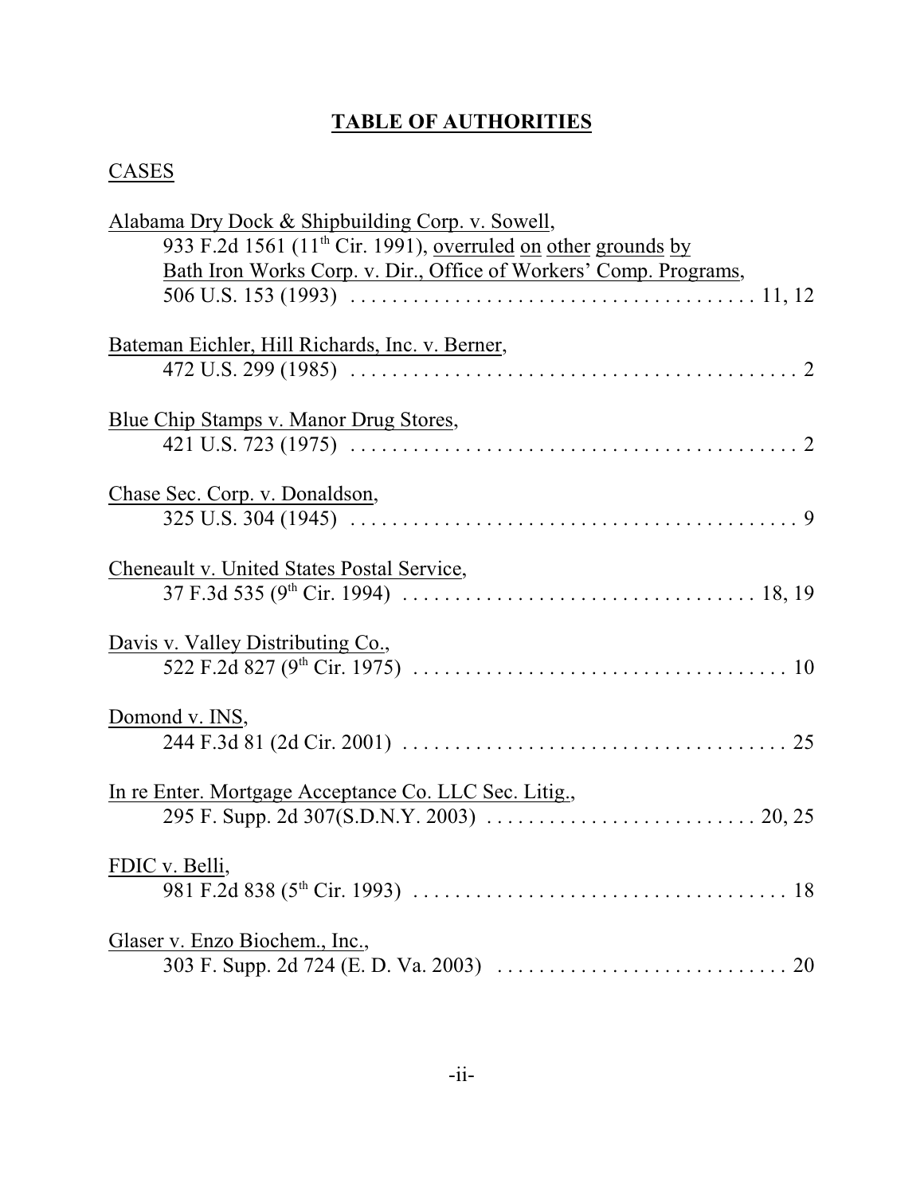# TABLE OF AUTHORITIES

## CASES

Alabama Dry Dock & Shipbuilding Corp. v. Sowell,
933 F.2d 1561 (11th Cir. 1991), overruled on other grounds by Bath Iron Works Corp. v. Dir., Office of Workers' Comp. Programs, 506 U.S. 153 (1993) . . . . . . . . . . . . . . . . . . . . . . . . . . . . . . . . . . . . . . 11, 12

Bateman Eichler, Hill Richards, Inc. v. Berner,
472 U.S. 299 (1985) . . . . . . . . . . . . . . . . . . . . . . . . . . . . . . . . . . . . . . . . . . 2

Blue Chip Stamps v. Manor Drug Stores,
421 U.S. 723 (1975) . . . . . . . . . . . . . . . . . . . . . . . . . . . . . . . . . . . . . . . . . . 2

Chase Sec. Corp. v. Donaldson,
325 U.S. 304 (1945) . . . . . . . . . . . . . . . . . . . . . . . . . . . . . . . . . . . . . . . . . . 9

Cheneault v. United States Postal Service,
37 F.3d 535 (9th Cir. 1994) . . . . . . . . . . . . . . . . . . . . . . . . . . . . . . . . . 18, 19

Davis v. Valley Distributing Co.,
522 F.2d 827 (9th Cir. 1975) . . . . . . . . . . . . . . . . . . . . . . . . . . . . . . . . . . . 10

Domond v. INS,
244 F.3d 81 (2d Cir. 2001) . . . . . . . . . . . . . . . . . . . . . . . . . . . . . . . . . . . . 25

In re Enter. Mortgage Acceptance Co. LLC Sec. Litig.,
295 F. Supp. 2d 307(S.D.N.Y. 2003) . . . . . . . . . . . . . . . . . . . . . . . . . . 20, 25

FDIC v. Belli,
981 F.2d 838 (5th Cir. 1993) . . . . . . . . . . . . . . . . . . . . . . . . . . . . . . . . . . . 18

Glaser v. Enzo Biochem., Inc.,
303 F. Supp. 2d 724 (E. D. Va. 2003) . . . . . . . . . . . . . . . . . . . . . . . . . . . . 20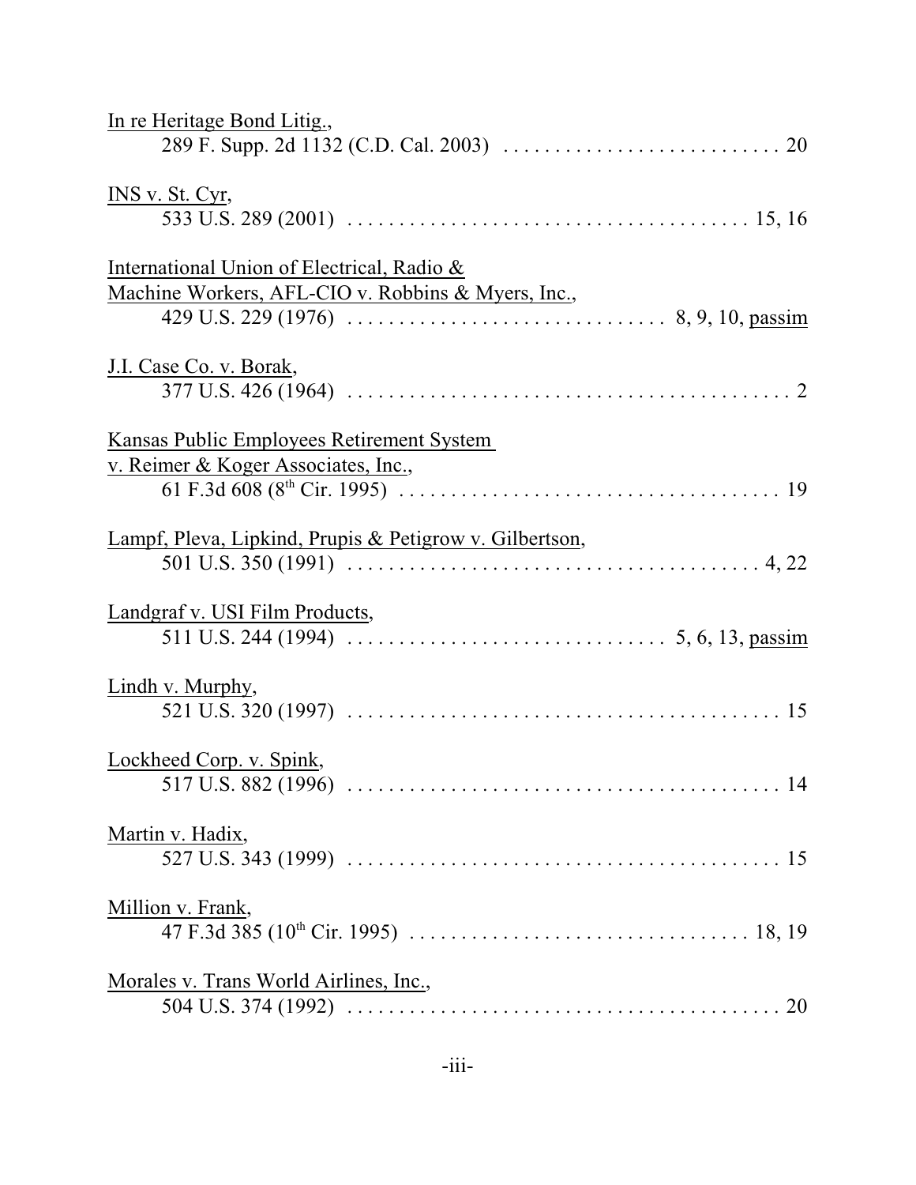In re Heritage Bond Litig.,
289 F. Supp. 2d 1132 (C.D. Cal. 2003) . . . . . . . . . . . . . . . . . . . . . . . . . . . 20

INS v. St. Cyr,
533 U.S. 289 (2001) . . . . . . . . . . . . . . . . . . . . . . . . . . . . . . . . . . . . . . . 15, 16

International Union of Electrical, Radio & Machine Workers, AFL-CIO v. Robbins & Myers, Inc.,
429 U.S. 229 (1976) . . . . . . . . . . . . . . . . . . . . . . . . . . . . . . 8, 9, 10, passim

J.I. Case Co. v. Borak,
377 U.S. 426 (1964) . . . . . . . . . . . . . . . . . . . . . . . . . . . . . . . . . . . . . . . . . . . 2

Kansas Public Employees Retirement System v. Reimer & Koger Associates, Inc.,
61 F.3d 608 (8th Cir. 1995) . . . . . . . . . . . . . . . . . . . . . . . . . . . . . . . . . . . . 19

Lampf, Pleva, Lipkind, Prupis & Petigrow v. Gilbertson,
501 U.S. 350 (1991) . . . . . . . . . . . . . . . . . . . . . . . . . . . . . . . . . . . . . . . . 4, 22

Landgraf v. USI Film Products,
511 U.S. 244 (1994) . . . . . . . . . . . . . . . . . . . . . . . . . . . . . . 5, 6, 13, passim

Lindh v. Murphy,
521 U.S. 320 (1997) . . . . . . . . . . . . . . . . . . . . . . . . . . . . . . . . . . . . . . . . . . 15

Lockheed Corp. v. Spink,
517 U.S. 882 (1996) . . . . . . . . . . . . . . . . . . . . . . . . . . . . . . . . . . . . . . . . . . 14

Martin v. Hadix,
527 U.S. 343 (1999) . . . . . . . . . . . . . . . . . . . . . . . . . . . . . . . . . . . . . . . . . . 15

Million v. Frank,
47 F.3d 385 (10th Cir. 1995) . . . . . . . . . . . . . . . . . . . . . . . . . . . . . . . . . 18, 19

Morales v. Trans World Airlines, Inc.,
504 U.S. 374 (1992) . . . . . . . . . . . . . . . . . . . . . . . . . . . . . . . . . . . . . . . . . . 20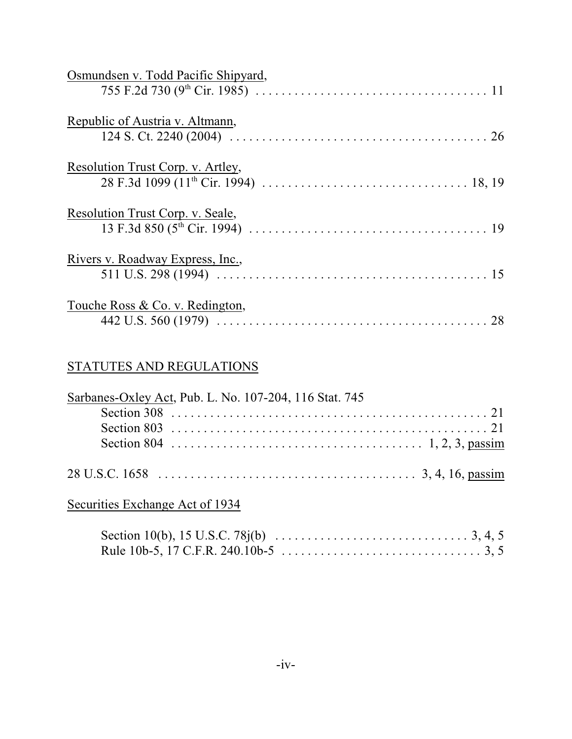Osmundsen v. Todd Pacific Shipyard,
755 F.2d 730 (9th Cir. 1985) . . . . . . . . . . . . . . . . . . . . . . . . . . . . . . . . . . . 11

Republic of Austria v. Altmann,
124 S. Ct. 2240 (2004) . . . . . . . . . . . . . . . . . . . . . . . . . . . . . . . . . . . . . . . . 26

Resolution Trust Corp. v. Artley,
28 F.3d 1099 (11th Cir. 1994) . . . . . . . . . . . . . . . . . . . . . . . . . . . . . . . . 18, 19

Resolution Trust Corp. v. Seale,
13 F.3d 850 (5th Cir. 1994) . . . . . . . . . . . . . . . . . . . . . . . . . . . . . . . . . . . . 19

Rivers v. Roadway Express, Inc.,
511 U.S. 298 (1994) . . . . . . . . . . . . . . . . . . . . . . . . . . . . . . . . . . . . . . . . . . 15

Touche Ross & Co. v. Redington,
442 U.S. 560 (1979) . . . . . . . . . . . . . . . . . . . . . . . . . . . . . . . . . . . . . . . . . . 28

## STATUTES AND REGULATIONS

Sarbanes-Oxley Act, Pub. L. No. 107-204, 116 Stat. 745
Section 308 . . . . . . . . . . . . . . . . . . . . . . . . . . . . . . . . . . . . . . . . . . . . . . . . . . 21
Section 803 . . . . . . . . . . . . . . . . . . . . . . . . . . . . . . . . . . . . . . . . . . . . . . . . . . 21
Section 804 . . . . . . . . . . . . . . . . . . . . . . . . . . . . . . . . . . . . . . 1, 2, 3, passim

28 U.S.C. 1658 . . . . . . . . . . . . . . . . . . . . . . . . . . . . . . . . . . . . . . . . 3, 4, 16, passim

Securities Exchange Act of 1934

Section 10(b), 15 U.S.C. 78j(b) . . . . . . . . . . . . . . . . . . . . . . . . . . . . . . . 3, 4, 5
Rule 10b-5, 17 C.F.R. 240.10b-5 . . . . . . . . . . . . . . . . . . . . . . . . . . . . . . . . 3, 5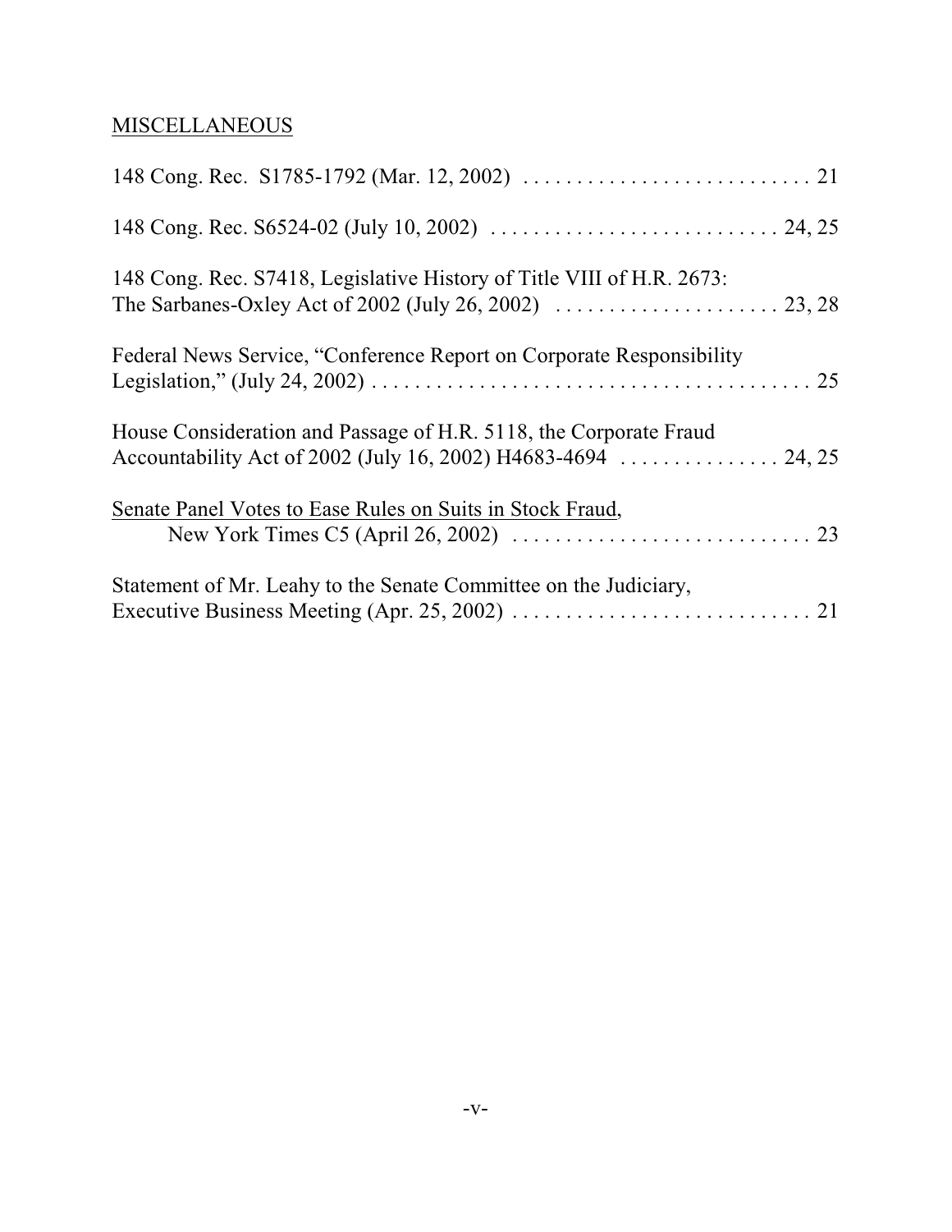MISCELLANEOUS

148 Cong. Rec. S1785-1792 (Mar. 12, 2002) . . . . . . . . . . . . . . . . . . . . . . . . . . . 21

148 Cong. Rec. S6524-02 (July 10, 2002) . . . . . . . . . . . . . . . . . . . . . . . . . . . 24, 25

148 Cong. Rec. S7418, Legislative History of Title VIII of H.R. 2673: The Sarbanes-Oxley Act of 2002 (July 26, 2002) . . . . . . . . . . . . . . . . . . . . . 23, 28

Federal News Service, "Conference Report on Corporate Responsibility Legislation," (July 24, 2002) . . . . . . . . . . . . . . . . . . . . . . . . . . . . . . . . . . . . . . . . . 25

House Consideration and Passage of H.R. 5118, the Corporate Fraud Accountability Act of 2002 (July 16, 2002) H4683-4694 . . . . . . . . . . . . . . . 24, 25

Senate Panel Votes to Ease Rules on Suits in Stock Fraud, New York Times C5 (April 26, 2002) . . . . . . . . . . . . . . . . . . . . . . . . . . . . 23

Statement of Mr. Leahy to the Senate Committee on the Judiciary, Executive Business Meeting (Apr. 25, 2002) . . . . . . . . . . . . . . . . . . . . . . . . . . . . 21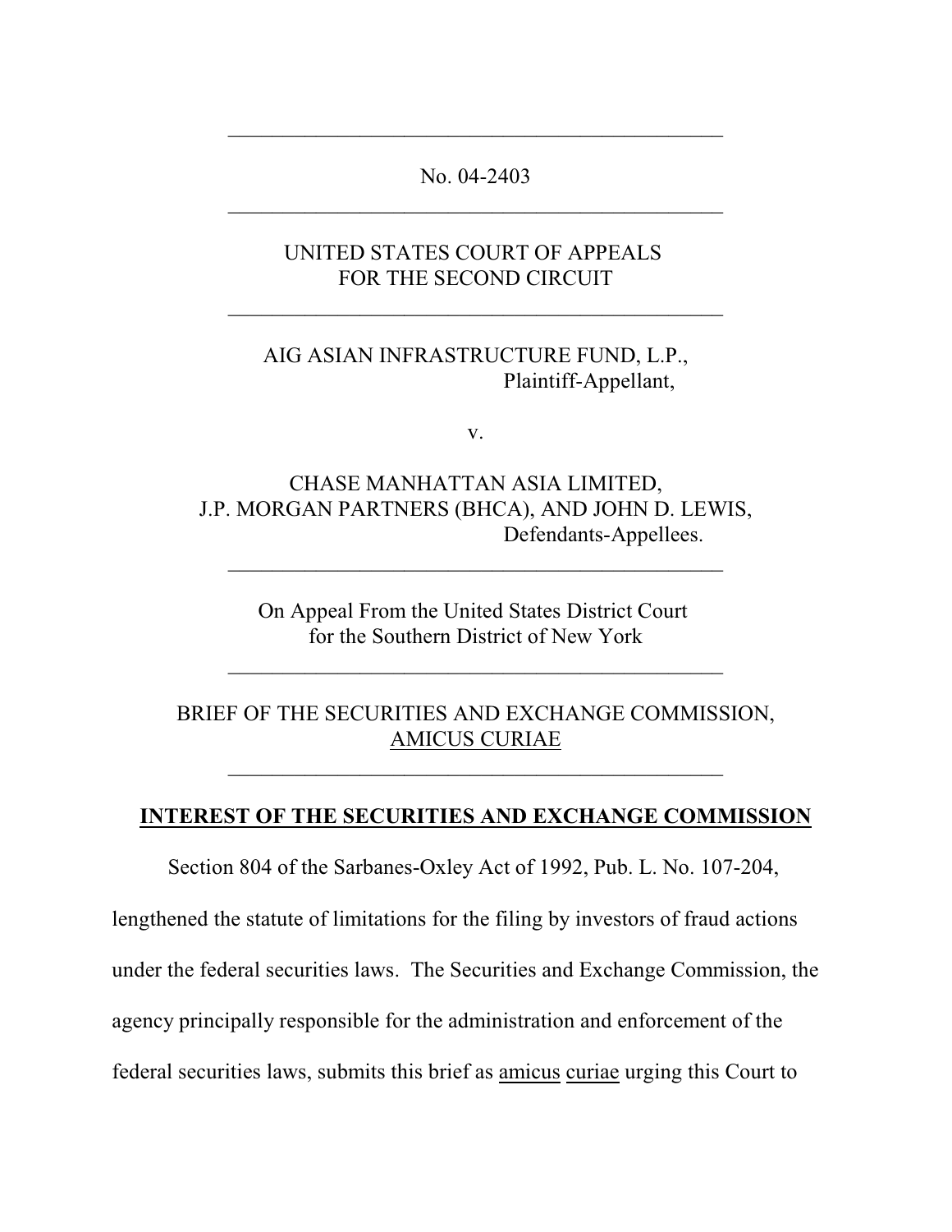No. 04-2403

UNITED STATES COURT OF APPEALS
FOR THE SECOND CIRCUIT

AIG ASIAN INFRASTRUCTURE FUND, L.P.,
Plaintiff-Appellant,

v.

CHASE MANHATTAN ASIA LIMITED,
J.P. MORGAN PARTNERS (BHCA), AND JOHN D. LEWIS,
Defendants-Appellees.

On Appeal From the United States District Court
for the Southern District of New York

BRIEF OF THE SECURITIES AND EXCHANGE COMMISSION,
AMICUS CURIAE

## INTEREST OF THE SECURITIES AND EXCHANGE COMMISSION

Section 804 of the Sarbanes-Oxley Act of 1992, Pub. L. No. 107-204, lengthened the statute of limitations for the filing by investors of fraud actions under the federal securities laws. The Securities and Exchange Commission, the agency principally responsible for the administration and enforcement of the federal securities laws, submits this brief as amicus curiae urging this Court to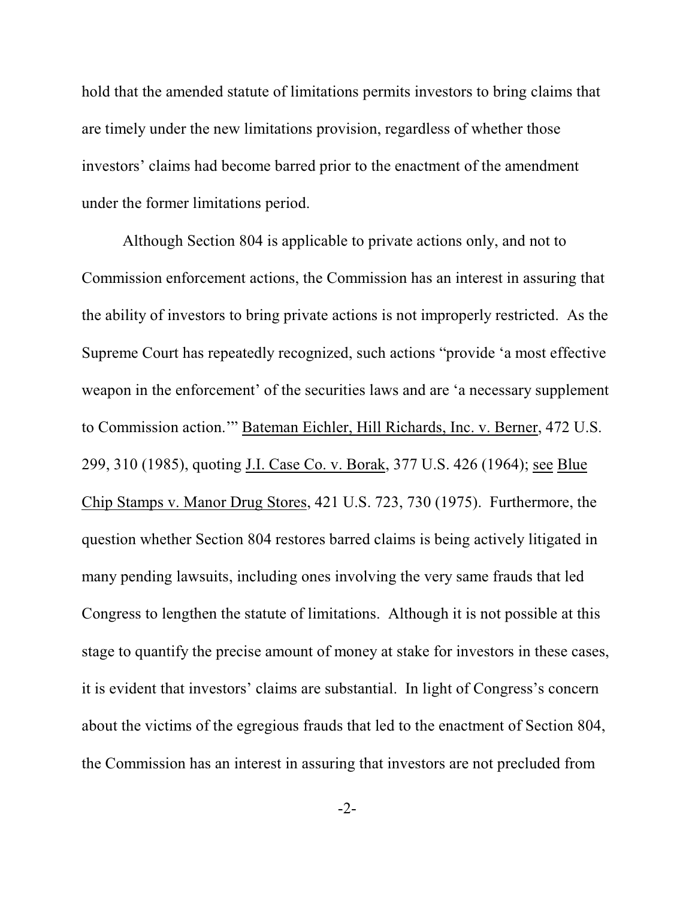hold that the amended statute of limitations permits investors to bring claims that are timely under the new limitations provision, regardless of whether those investors' claims had become barred prior to the enactment of the amendment under the former limitations period.

Although Section 804 is applicable to private actions only, and not to Commission enforcement actions, the Commission has an interest in assuring that the ability of investors to bring private actions is not improperly restricted. As the Supreme Court has repeatedly recognized, such actions "provide 'a most effective weapon in the enforcement' of the securities laws and are 'a necessary supplement to Commission action.'" Bateman Eichler, Hill Richards, Inc. v. Berner, 472 U.S. 299, 310 (1985), quoting J.I. Case Co. v. Borak, 377 U.S. 426 (1964); see Blue Chip Stamps v. Manor Drug Stores, 421 U.S. 723, 730 (1975). Furthermore, the question whether Section 804 restores barred claims is being actively litigated in many pending lawsuits, including ones involving the very same frauds that led Congress to lengthen the statute of limitations. Although it is not possible at this stage to quantify the precise amount of money at stake for investors in these cases, it is evident that investors' claims are substantial. In light of Congress's concern about the victims of the egregious frauds that led to the enactment of Section 804, the Commission has an interest in assuring that investors are not precluded from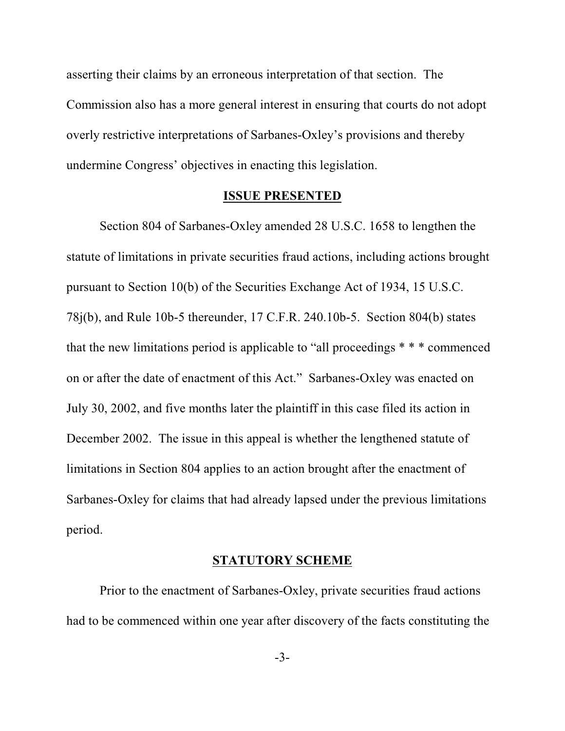asserting their claims by an erroneous interpretation of that section. The Commission also has a more general interest in ensuring that courts do not adopt overly restrictive interpretations of Sarbanes-Oxley's provisions and thereby undermine Congress' objectives in enacting this legislation.

## ISSUE PRESENTED

Section 804 of Sarbanes-Oxley amended 28 U.S.C. 1658 to lengthen the statute of limitations in private securities fraud actions, including actions brought pursuant to Section 10(b) of the Securities Exchange Act of 1934, 15 U.S.C. 78j(b), and Rule 10b-5 thereunder, 17 C.F.R. 240.10b-5. Section 804(b) states that the new limitations period is applicable to "all proceedings * * * commenced on or after the date of enactment of this Act." Sarbanes-Oxley was enacted on July 30, 2002, and five months later the plaintiff in this case filed its action in December 2002. The issue in this appeal is whether the lengthened statute of limitations in Section 804 applies to an action brought after the enactment of Sarbanes-Oxley for claims that had already lapsed under the previous limitations period.

## STATUTORY SCHEME

Prior to the enactment of Sarbanes-Oxley, private securities fraud actions had to be commenced within one year after discovery of the facts constituting the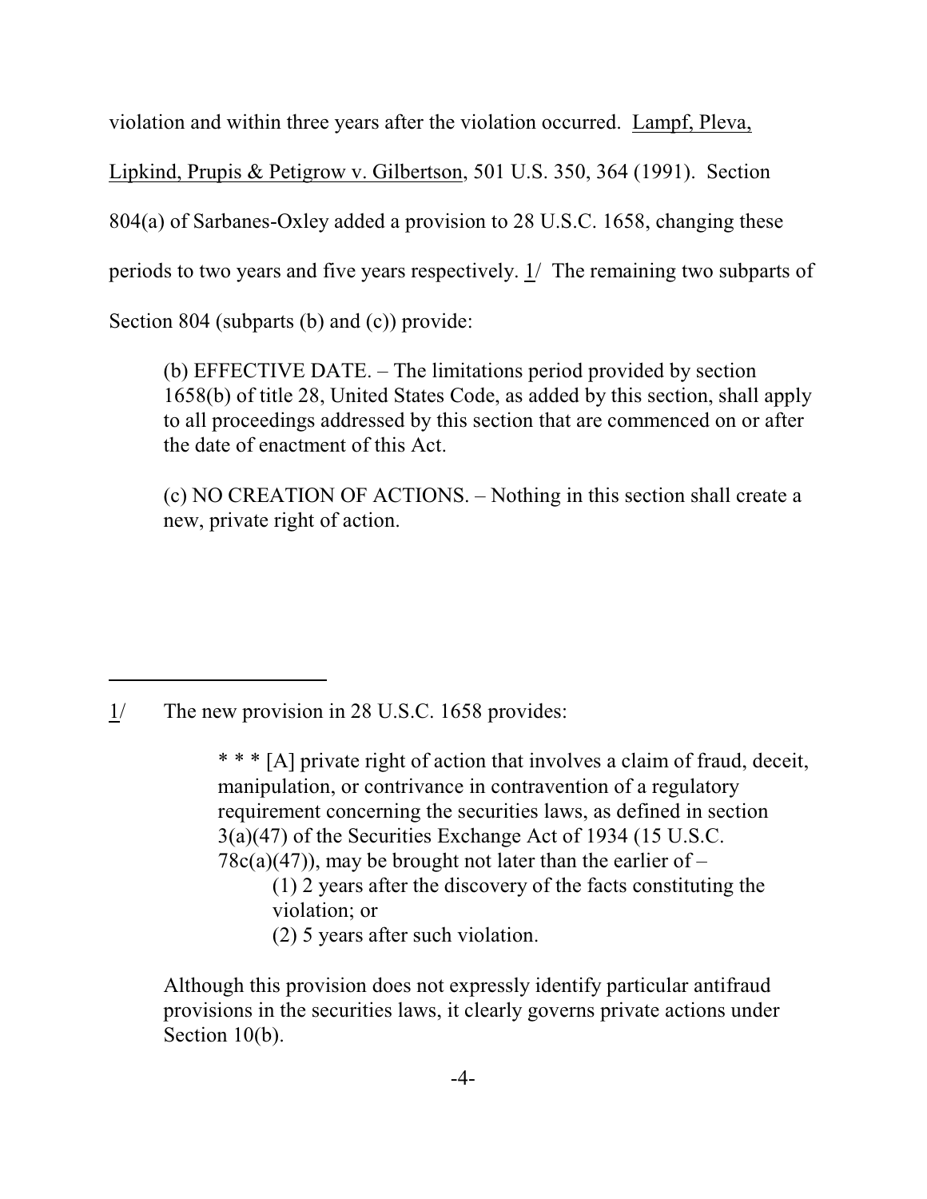violation and within three years after the violation occurred. Lampf, Pleva, Lipkind, Prupis & Petigrow v. Gilbertson, 501 U.S. 350, 364 (1991). Section 804(a) of Sarbanes-Oxley added a provision to 28 U.S.C. 1658, changing these periods to two years and five years respectively. 1/ The remaining two subparts of Section 804 (subparts (b) and (c)) provide:

> (b) EFFECTIVE DATE. – The limitations period provided by section 1658(b) of title 28, United States Code, as added by this section, shall apply to all proceedings addressed by this section that are commenced on or after the date of enactment of this Act.
>
> (c) NO CREATION OF ACTIONS. – Nothing in this section shall create a new, private right of action.

---

1/ The new provision in 28 U.S.C. 1658 provides:

> * * * [A] private right of action that involves a claim of fraud, deceit, manipulation, or contrivance in contravention of a regulatory requirement concerning the securities laws, as defined in section 3(a)(47) of the Securities Exchange Act of 1934 (15 U.S.C. 78c(a)(47)), may be brought not later than the earlier of –
>
> (1) 2 years after the discovery of the facts constituting the violation; or
>
> (2) 5 years after such violation.

Although this provision does not expressly identify particular antifraud provisions in the securities laws, it clearly governs private actions under Section 10(b).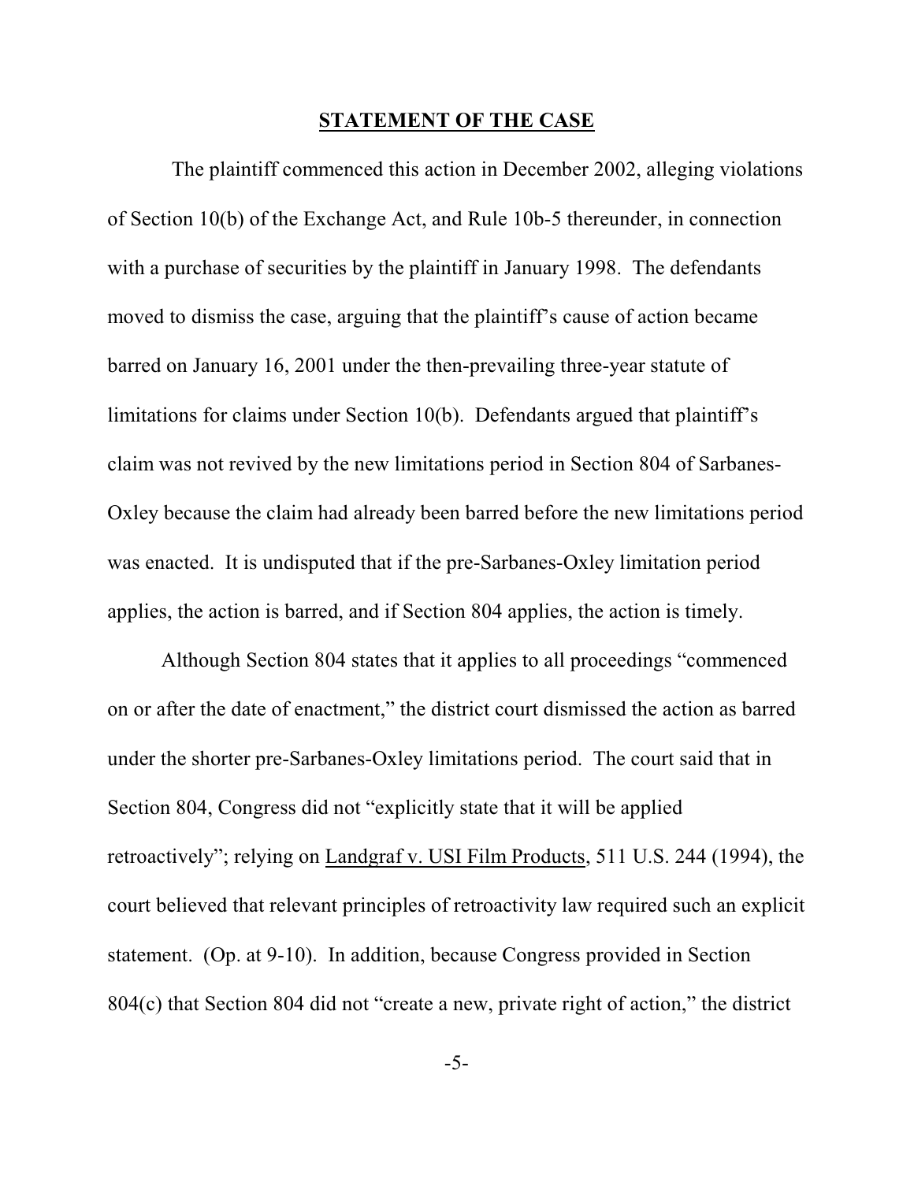## STATEMENT OF THE CASE

The plaintiff commenced this action in December 2002, alleging violations of Section 10(b) of the Exchange Act, and Rule 10b-5 thereunder, in connection with a purchase of securities by the plaintiff in January 1998. The defendants moved to dismiss the case, arguing that the plaintiff's cause of action became barred on January 16, 2001 under the then-prevailing three-year statute of limitations for claims under Section 10(b). Defendants argued that plaintiff's claim was not revived by the new limitations period in Section 804 of Sarbanes-Oxley because the claim had already been barred before the new limitations period was enacted. It is undisputed that if the pre-Sarbanes-Oxley limitation period applies, the action is barred, and if Section 804 applies, the action is timely.

Although Section 804 states that it applies to all proceedings "commenced on or after the date of enactment," the district court dismissed the action as barred under the shorter pre-Sarbanes-Oxley limitations period. The court said that in Section 804, Congress did not "explicitly state that it will be applied retroactively"; relying on Landgraf v. USI Film Products, 511 U.S. 244 (1994), the court believed that relevant principles of retroactivity law required such an explicit statement. (Op. at 9-10). In addition, because Congress provided in Section 804(c) that Section 804 did not "create a new, private right of action," the district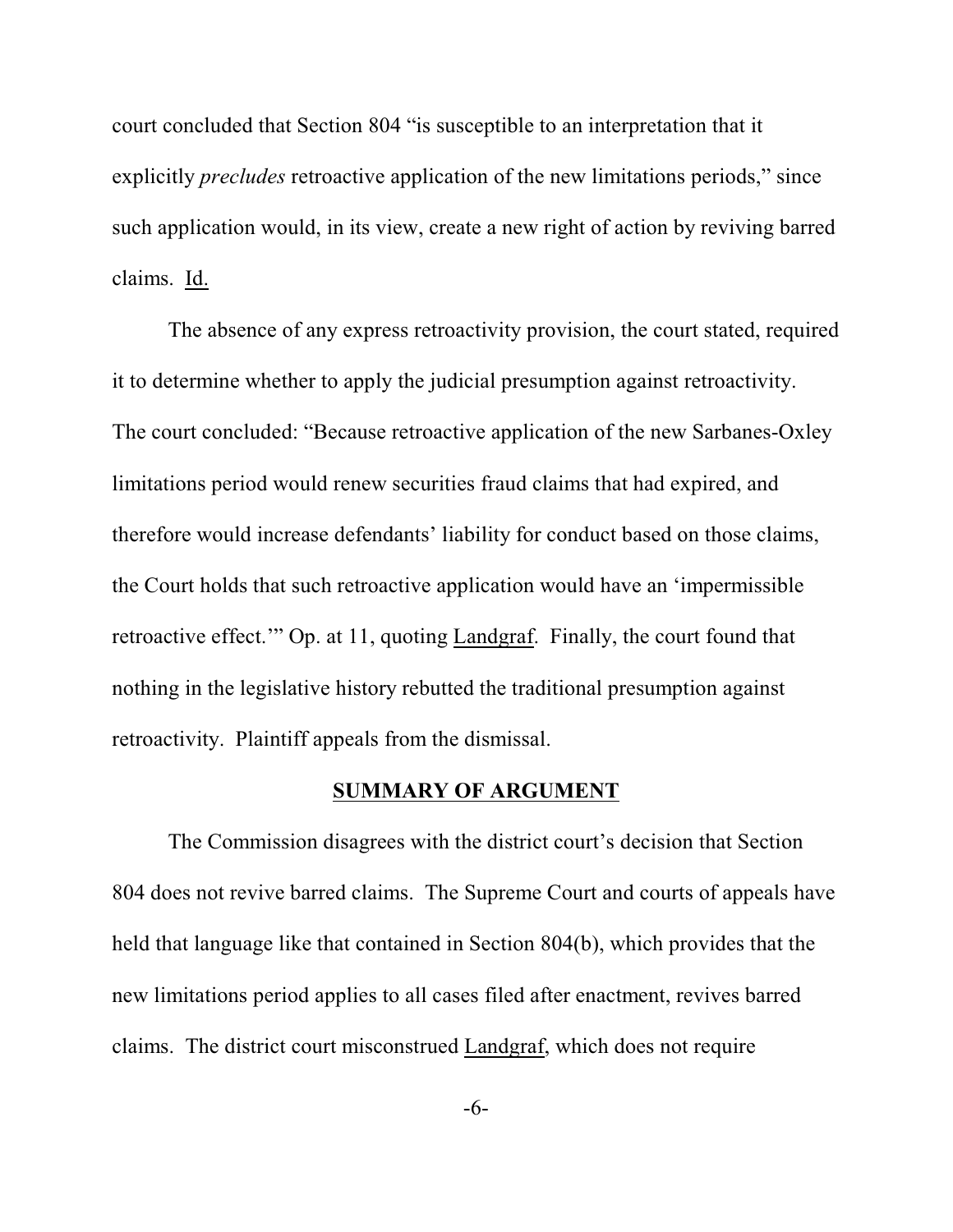court concluded that Section 804 "is susceptible to an interpretation that it explicitly *precludes* retroactive application of the new limitations periods," since such application would, in its view, create a new right of action by reviving barred claims. Id.

The absence of any express retroactivity provision, the court stated, required it to determine whether to apply the judicial presumption against retroactivity. The court concluded: "Because retroactive application of the new Sarbanes-Oxley limitations period would renew securities fraud claims that had expired, and therefore would increase defendants' liability for conduct based on those claims, the Court holds that such retroactive application would have an 'impermissible retroactive effect.'" Op. at 11, quoting Landgraf. Finally, the court found that nothing in the legislative history rebutted the traditional presumption against retroactivity. Plaintiff appeals from the dismissal.

## SUMMARY OF ARGUMENT

The Commission disagrees with the district court's decision that Section 804 does not revive barred claims. The Supreme Court and courts of appeals have held that language like that contained in Section 804(b), which provides that the new limitations period applies to all cases filed after enactment, revives barred claims. The district court misconstrued Landgraf, which does not require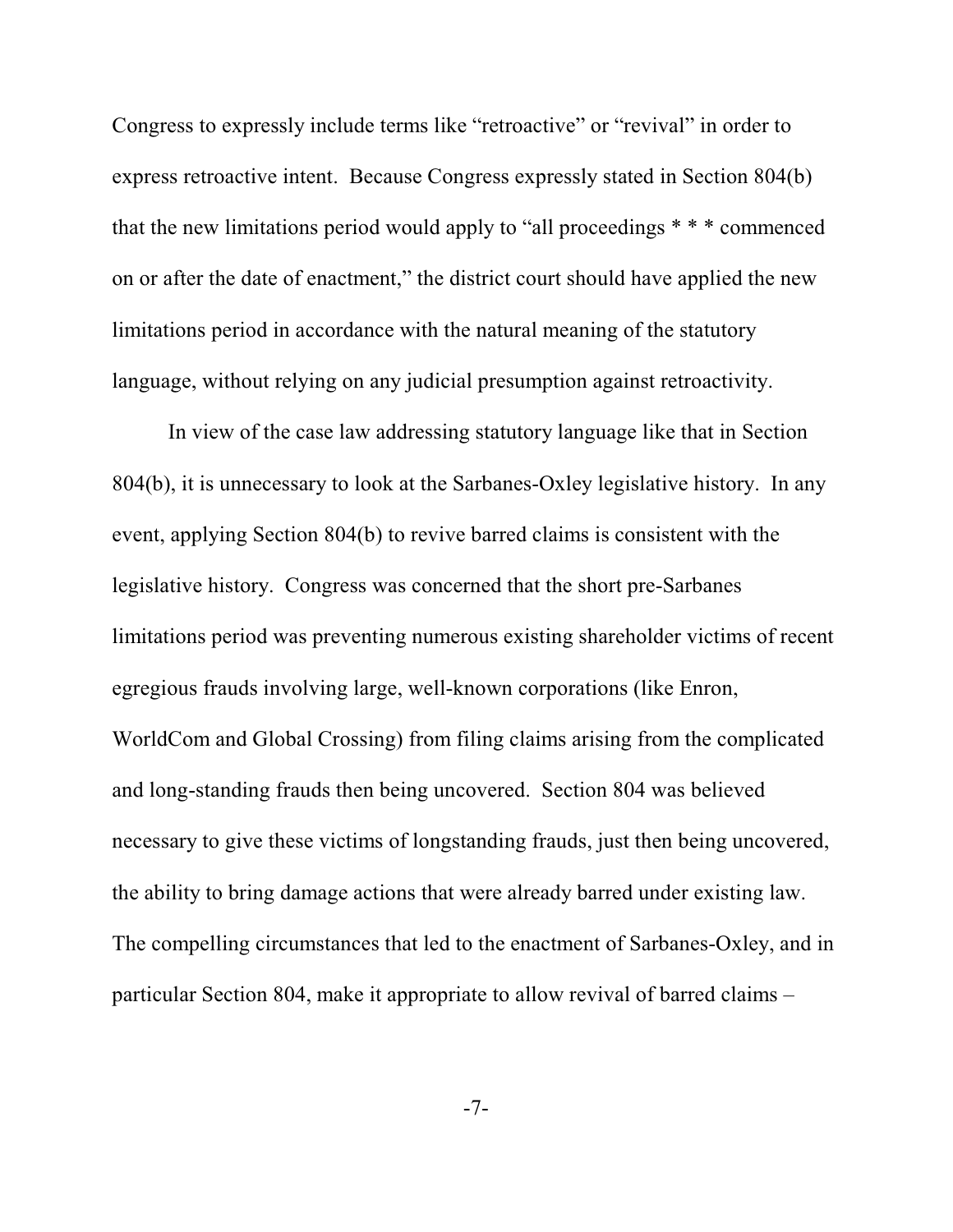Congress to expressly include terms like "retroactive" or "revival" in order to express retroactive intent. Because Congress expressly stated in Section 804(b) that the new limitations period would apply to "all proceedings * * * commenced on or after the date of enactment," the district court should have applied the new limitations period in accordance with the natural meaning of the statutory language, without relying on any judicial presumption against retroactivity.

In view of the case law addressing statutory language like that in Section 804(b), it is unnecessary to look at the Sarbanes-Oxley legislative history. In any event, applying Section 804(b) to revive barred claims is consistent with the legislative history. Congress was concerned that the short pre-Sarbanes limitations period was preventing numerous existing shareholder victims of recent egregious frauds involving large, well-known corporations (like Enron, WorldCom and Global Crossing) from filing claims arising from the complicated and long-standing frauds then being uncovered. Section 804 was believed necessary to give these victims of longstanding frauds, just then being uncovered, the ability to bring damage actions that were already barred under existing law. The compelling circumstances that led to the enactment of Sarbanes-Oxley, and in particular Section 804, make it appropriate to allow revival of barred claims –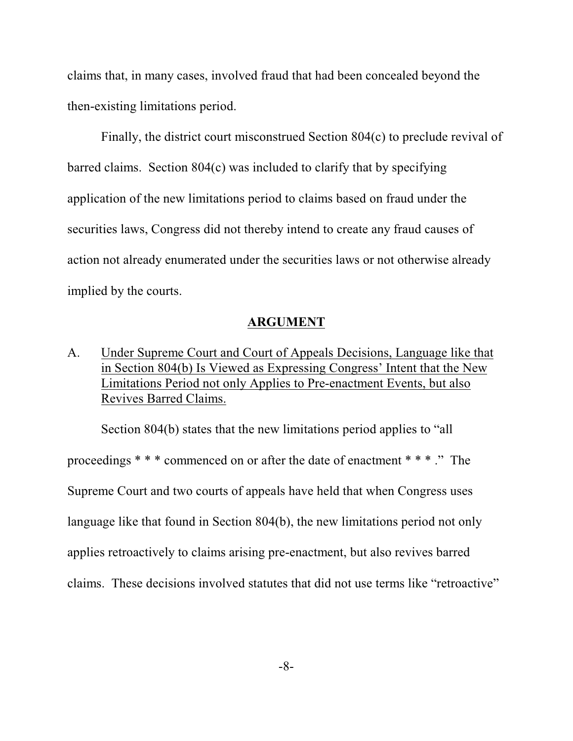claims that, in many cases, involved fraud that had been concealed beyond the then-existing limitations period.

Finally, the district court misconstrued Section 804(c) to preclude revival of barred claims. Section 804(c) was included to clarify that by specifying application of the new limitations period to claims based on fraud under the securities laws, Congress did not thereby intend to create any fraud causes of action not already enumerated under the securities laws or not otherwise already implied by the courts.

## ARGUMENT

### A. Under Supreme Court and Court of Appeals Decisions, Language like that in Section 804(b) Is Viewed as Expressing Congress' Intent that the New Limitations Period not only Applies to Pre-enactment Events, but also Revives Barred Claims.

Section 804(b) states that the new limitations period applies to "all proceedings * * * commenced on or after the date of enactment * * * ." The Supreme Court and two courts of appeals have held that when Congress uses language like that found in Section 804(b), the new limitations period not only applies retroactively to claims arising pre-enactment, but also revives barred claims. These decisions involved statutes that did not use terms like "retroactive"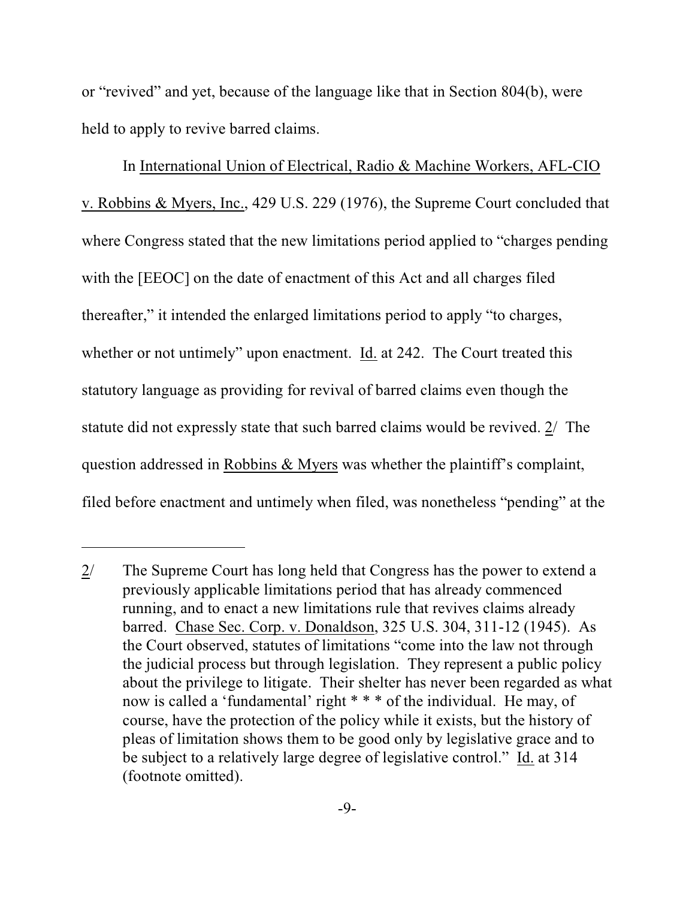or "revived" and yet, because of the language like that in Section 804(b), were held to apply to revive barred claims.

In International Union of Electrical, Radio & Machine Workers, AFL-CIO v. Robbins & Myers, Inc., 429 U.S. 229 (1976), the Supreme Court concluded that where Congress stated that the new limitations period applied to "charges pending with the [EEOC] on the date of enactment of this Act and all charges filed thereafter," it intended the enlarged limitations period to apply "to charges, whether or not untimely" upon enactment. Id. at 242. The Court treated this statutory language as providing for revival of barred claims even though the statute did not expressly state that such barred claims would be revived. 2/ The question addressed in Robbins & Myers was whether the plaintiff's complaint, filed before enactment and untimely when filed, was nonetheless "pending" at the

---

2/ The Supreme Court has long held that Congress has the power to extend a previously applicable limitations period that has already commenced running, and to enact a new limitations rule that revives claims already barred. Chase Sec. Corp. v. Donaldson, 325 U.S. 304, 311-12 (1945). As the Court observed, statutes of limitations "come into the law not through the judicial process but through legislation. They represent a public policy about the privilege to litigate. Their shelter has never been regarded as what now is called a 'fundamental' right * * * of the individual. He may, of course, have the protection of the policy while it exists, but the history of pleas of limitation shows them to be good only by legislative grace and to be subject to a relatively large degree of legislative control." Id. at 314 (footnote omitted).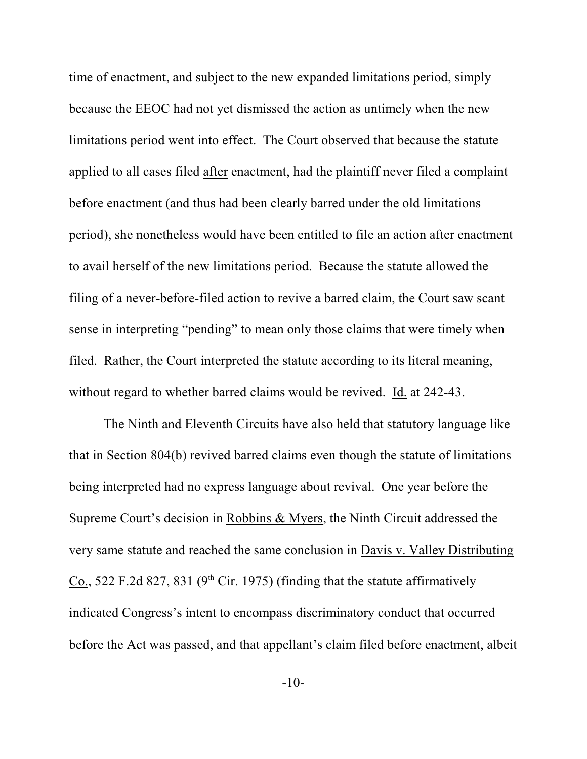time of enactment, and subject to the new expanded limitations period, simply because the EEOC had not yet dismissed the action as untimely when the new limitations period went into effect. The Court observed that because the statute applied to all cases filed <u>after</u> enactment, had the plaintiff never filed a complaint before enactment (and thus had been clearly barred under the old limitations period), she nonetheless would have been entitled to file an action after enactment to avail herself of the new limitations period. Because the statute allowed the filing of a never-before-filed action to revive a barred claim, the Court saw scant sense in interpreting "pending" to mean only those claims that were timely when filed. Rather, the Court interpreted the statute according to its literal meaning, without regard to whether barred claims would be revived. <u>Id.</u> at 242-43.

The Ninth and Eleventh Circuits have also held that statutory language like that in Section 804(b) revived barred claims even though the statute of limitations being interpreted had no express language about revival. One year before the Supreme Court's decision in <u>Robbins & Myers</u>, the Ninth Circuit addressed the very same statute and reached the same conclusion in <u>Davis v. Valley Distributing Co.</u>, 522 F.2d 827, 831 (9th Cir. 1975) (finding that the statute affirmatively indicated Congress's intent to encompass discriminatory conduct that occurred before the Act was passed, and that appellant's claim filed before enactment, albeit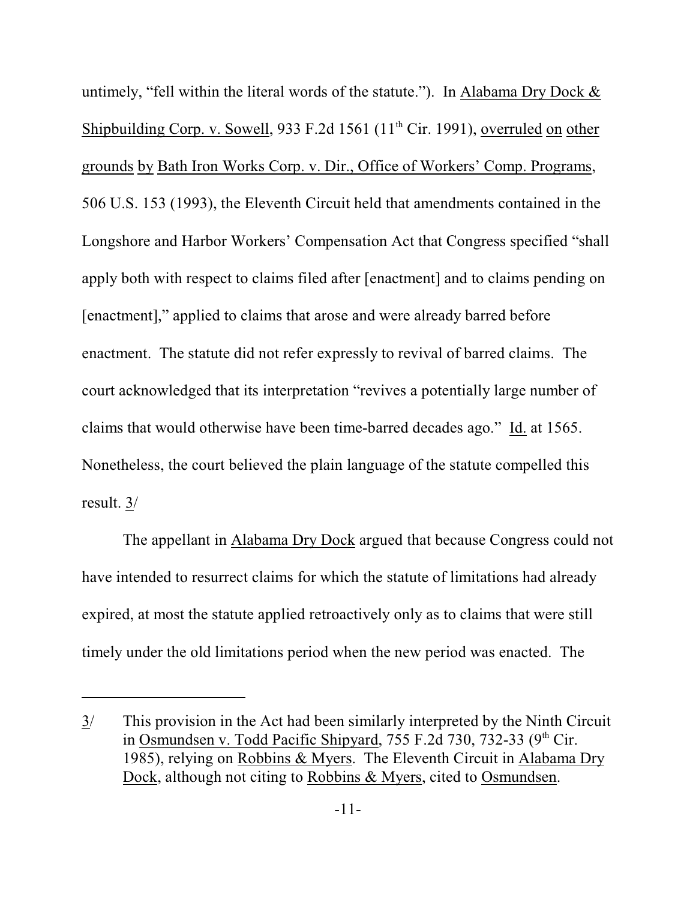untimely, "fell within the literal words of the statute."). In Alabama Dry Dock & Shipbuilding Corp. v. Sowell, 933 F.2d 1561 (11th Cir. 1991), overruled on other grounds by Bath Iron Works Corp. v. Dir., Office of Workers' Comp. Programs, 506 U.S. 153 (1993), the Eleventh Circuit held that amendments contained in the Longshore and Harbor Workers' Compensation Act that Congress specified "shall apply both with respect to claims filed after [enactment] and to claims pending on [enactment]," applied to claims that arose and were already barred before enactment. The statute did not refer expressly to revival of barred claims. The court acknowledged that its interpretation "revives a potentially large number of claims that would otherwise have been time-barred decades ago." Id. at 1565. Nonetheless, the court believed the plain language of the statute compelled this result. 3/

The appellant in Alabama Dry Dock argued that because Congress could not have intended to resurrect claims for which the statute of limitations had already expired, at most the statute applied retroactively only as to claims that were still timely under the old limitations period when the new period was enacted. The

---

3/ This provision in the Act had been similarly interpreted by the Ninth Circuit in Osmundsen v. Todd Pacific Shipyard, 755 F.2d 730, 732-33 (9th Cir. 1985), relying on Robbins & Myers. The Eleventh Circuit in Alabama Dry Dock, although not citing to Robbins & Myers, cited to Osmundsen.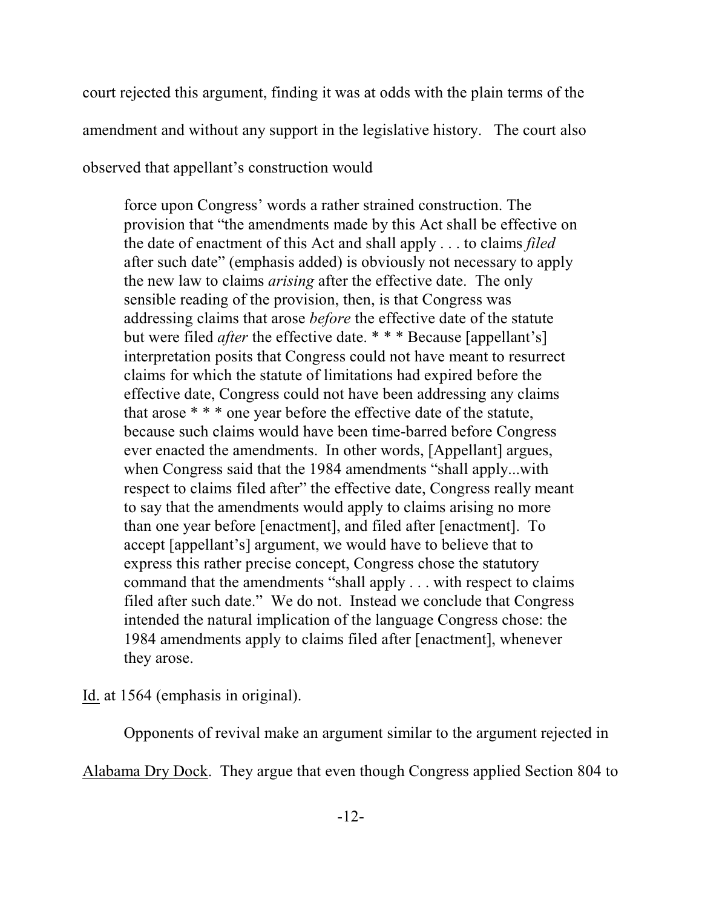court rejected this argument, finding it was at odds with the plain terms of the amendment and without any support in the legislative history. The court also observed that appellant's construction would

> force upon Congress' words a rather strained construction. The provision that "the amendments made by this Act shall be effective on the date of enactment of this Act and shall apply . . . to claims *filed* after such date" (emphasis added) is obviously not necessary to apply the new law to claims *arising* after the effective date. The only sensible reading of the provision, then, is that Congress was addressing claims that arose *before* the effective date of the statute but were filed *after* the effective date. * * * Because [appellant's] interpretation posits that Congress could not have meant to resurrect claims for which the statute of limitations had expired before the effective date, Congress could not have been addressing any claims that arose * * * one year before the effective date of the statute, because such claims would have been time-barred before Congress ever enacted the amendments. In other words, [Appellant] argues, when Congress said that the 1984 amendments "shall apply...with respect to claims filed after" the effective date, Congress really meant to say that the amendments would apply to claims arising no more than one year before [enactment], and filed after [enactment]. To accept [appellant's] argument, we would have to believe that to express this rather precise concept, Congress chose the statutory command that the amendments "shall apply . . . with respect to claims filed after such date." We do not. Instead we conclude that Congress intended the natural implication of the language Congress chose: the 1984 amendments apply to claims filed after [enactment], whenever they arose.

Id. at 1564 (emphasis in original).

Opponents of revival make an argument similar to the argument rejected in Alabama Dry Dock. They argue that even though Congress applied Section 804 to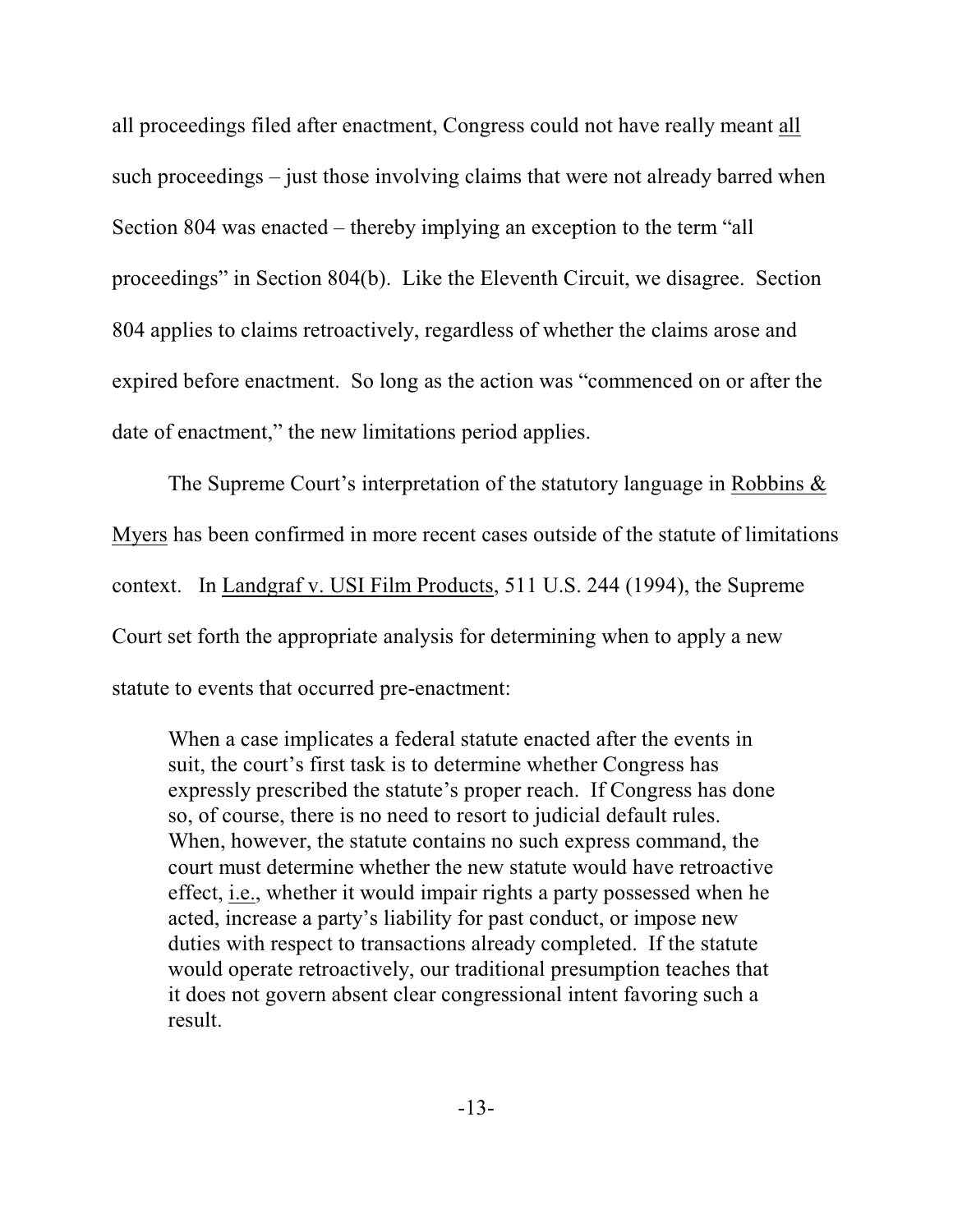all proceedings filed after enactment, Congress could not have really meant <u>all</u> such proceedings – just those involving claims that were not already barred when Section 804 was enacted – thereby implying an exception to the term "all proceedings" in Section 804(b). Like the Eleventh Circuit, we disagree. Section 804 applies to claims retroactively, regardless of whether the claims arose and expired before enactment. So long as the action was "commenced on or after the date of enactment," the new limitations period applies.

The Supreme Court's interpretation of the statutory language in <u>Robbins & Myers</u> has been confirmed in more recent cases outside of the statute of limitations context. In <u>Landgraf v. USI Film Products</u>, 511 U.S. 244 (1994), the Supreme Court set forth the appropriate analysis for determining when to apply a new statute to events that occurred pre-enactment:

> When a case implicates a federal statute enacted after the events in suit, the court's first task is to determine whether Congress has expressly prescribed the statute's proper reach. If Congress has done so, of course, there is no need to resort to judicial default rules. When, however, the statute contains no such express command, the court must determine whether the new statute would have retroactive effect, <u>i.e.</u>, whether it would impair rights a party possessed when he acted, increase a party's liability for past conduct, or impose new duties with respect to transactions already completed. If the statute would operate retroactively, our traditional presumption teaches that it does not govern absent clear congressional intent favoring such a result.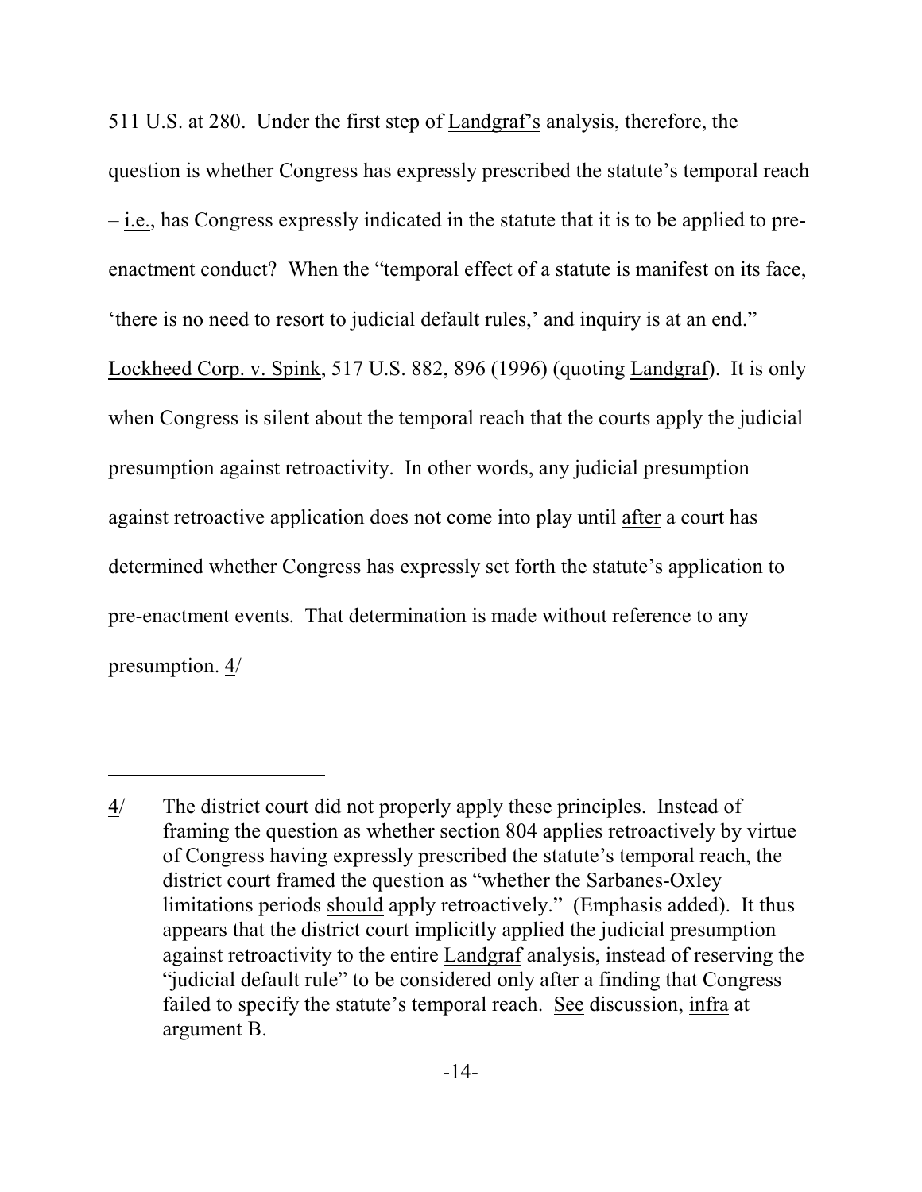511 U.S. at 280. Under the first step of Landgraf's analysis, therefore, the question is whether Congress has expressly prescribed the statute's temporal reach – i.e., has Congress expressly indicated in the statute that it is to be applied to pre-enactment conduct? When the "temporal effect of a statute is manifest on its face, 'there is no need to resort to judicial default rules,' and inquiry is at an end." Lockheed Corp. v. Spink, 517 U.S. 882, 896 (1996) (quoting Landgraf). It is only when Congress is silent about the temporal reach that the courts apply the judicial presumption against retroactivity. In other words, any judicial presumption against retroactive application does not come into play until after a court has determined whether Congress has expressly set forth the statute's application to pre-enactment events. That determination is made without reference to any presumption. 4/

---

4/ The district court did not properly apply these principles. Instead of framing the question as whether section 804 applies retroactively by virtue of Congress having expressly prescribed the statute's temporal reach, the district court framed the question as "whether the Sarbanes-Oxley limitations periods should apply retroactively." (Emphasis added). It thus appears that the district court implicitly applied the judicial presumption against retroactivity to the entire Landgraf analysis, instead of reserving the "judicial default rule" to be considered only after a finding that Congress failed to specify the statute's temporal reach. See discussion, infra at argument B.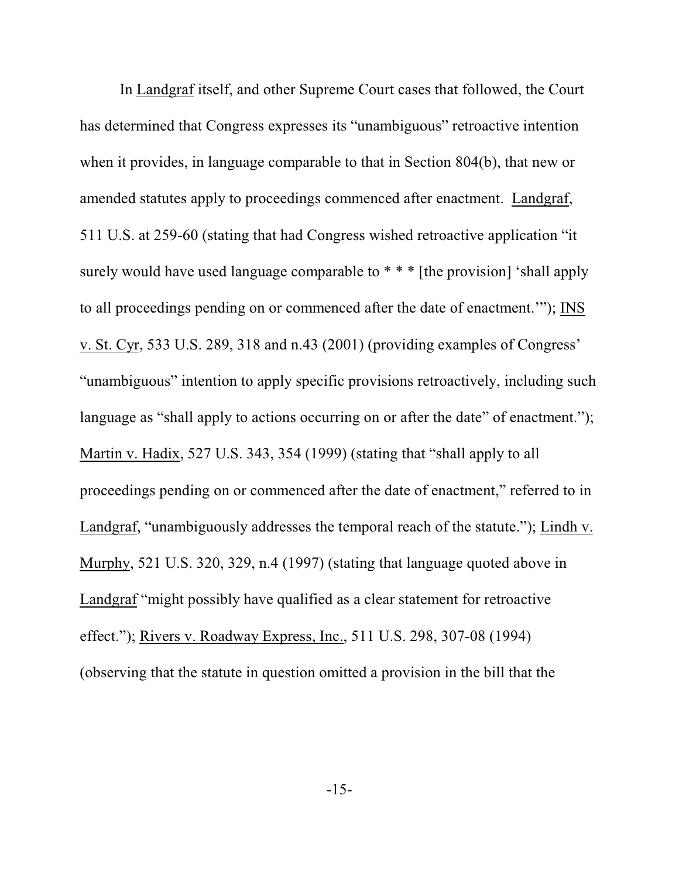In Landgraf itself, and other Supreme Court cases that followed, the Court has determined that Congress expresses its "unambiguous" retroactive intention when it provides, in language comparable to that in Section 804(b), that new or amended statutes apply to proceedings commenced after enactment. Landgraf, 511 U.S. at 259-60 (stating that had Congress wished retroactive application "it surely would have used language comparable to * * * [the provision] 'shall apply to all proceedings pending on or commenced after the date of enactment.'"); INS v. St. Cyr, 533 U.S. 289, 318 and n.43 (2001) (providing examples of Congress' "unambiguous" intention to apply specific provisions retroactively, including such language as "shall apply to actions occurring on or after the date" of enactment."); Martin v. Hadix, 527 U.S. 343, 354 (1999) (stating that "shall apply to all proceedings pending on or commenced after the date of enactment," referred to in Landgraf, "unambiguously addresses the temporal reach of the statute."); Lindh v. Murphy, 521 U.S. 320, 329, n.4 (1997) (stating that language quoted above in Landgraf "might possibly have qualified as a clear statement for retroactive effect."); Rivers v. Roadway Express, Inc., 511 U.S. 298, 307-08 (1994) (observing that the statute in question omitted a provision in the bill that the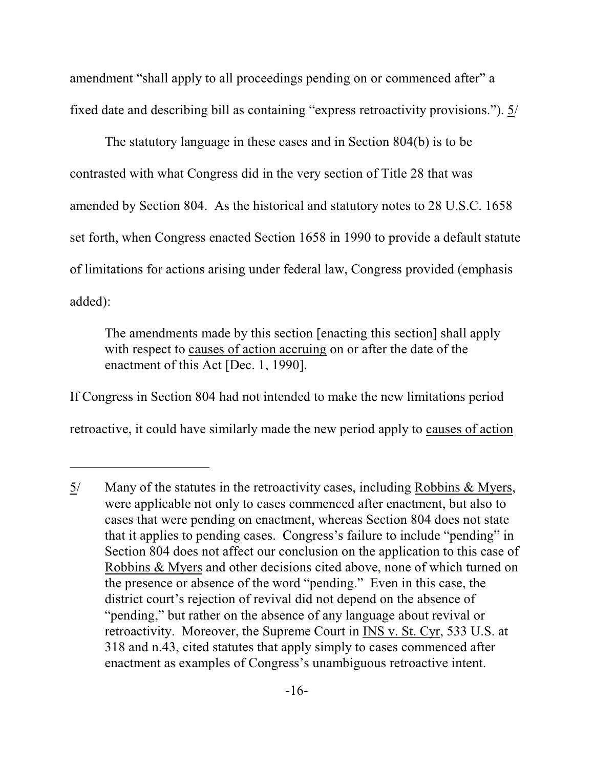amendment "shall apply to all proceedings pending on or commenced after" a fixed date and describing bill as containing "express retroactivity provisions."). 5/

The statutory language in these cases and in Section 804(b) is to be contrasted with what Congress did in the very section of Title 28 that was amended by Section 804. As the historical and statutory notes to 28 U.S.C. 1658 set forth, when Congress enacted Section 1658 in 1990 to provide a default statute of limitations for actions arising under federal law, Congress provided (emphasis added):

> The amendments made by this section [enacting this section] shall apply with respect to <u>causes of action accruing</u> on or after the date of the enactment of this Act [Dec. 1, 1990].

If Congress in Section 804 had not intended to make the new limitations period retroactive, it could have similarly made the new period apply to <u>causes of action</u>

---

5/ Many of the statutes in the retroactivity cases, including <u>Robbins & Myers</u>, were applicable not only to cases commenced after enactment, but also to cases that were pending on enactment, whereas Section 804 does not state that it applies to pending cases. Congress's failure to include "pending" in Section 804 does not affect our conclusion on the application to this case of <u>Robbins & Myers</u> and other decisions cited above, none of which turned on the presence or absence of the word "pending." Even in this case, the district court's rejection of revival did not depend on the absence of "pending," but rather on the absence of any language about revival or retroactivity. Moreover, the Supreme Court in <u>INS v. St. Cyr</u>, 533 U.S. at 318 and n.43, cited statutes that apply simply to cases commenced after enactment as examples of Congress's unambiguous retroactive intent.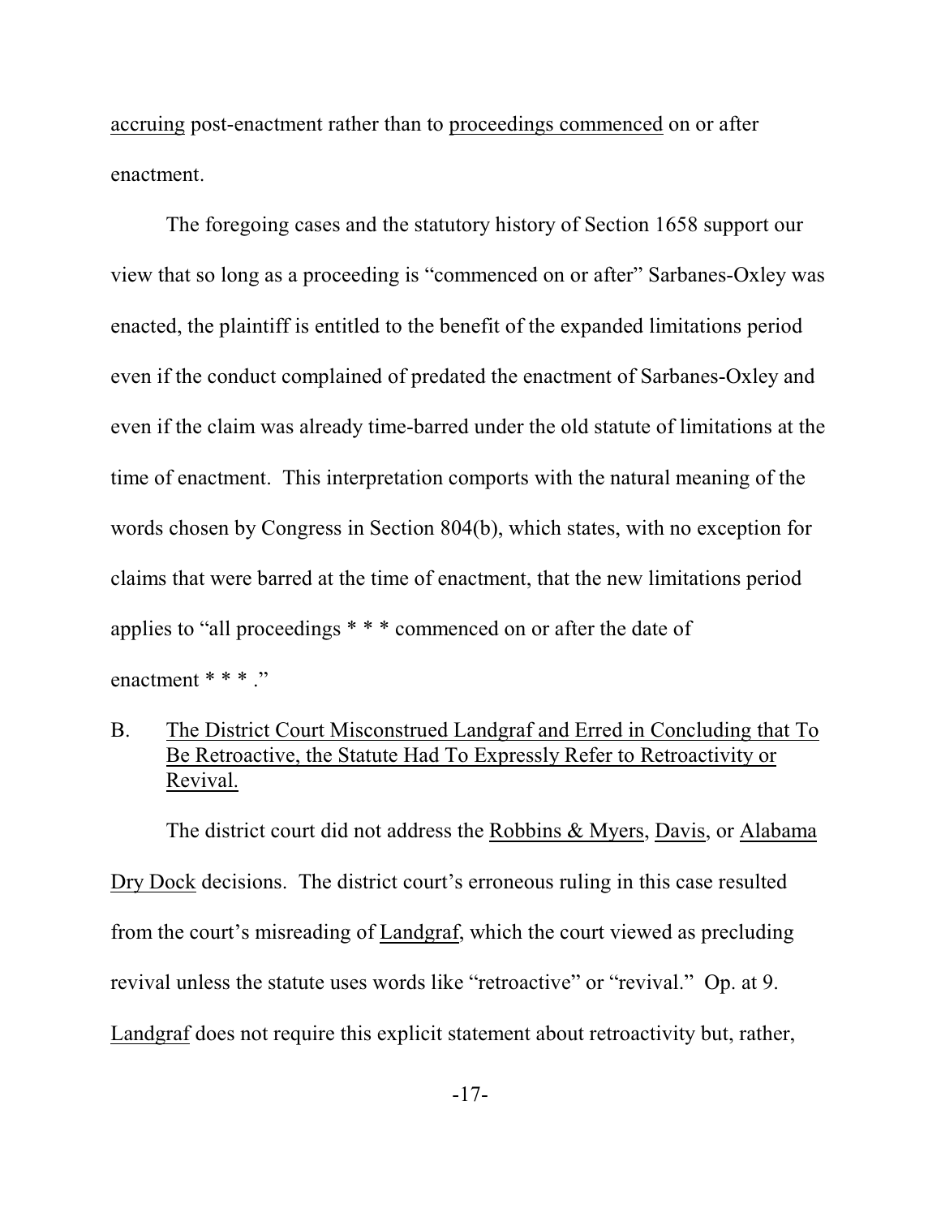accruing post-enactment rather than to proceedings commenced on or after enactment.

The foregoing cases and the statutory history of Section 1658 support our view that so long as a proceeding is "commenced on or after" Sarbanes-Oxley was enacted, the plaintiff is entitled to the benefit of the expanded limitations period even if the conduct complained of predated the enactment of Sarbanes-Oxley and even if the claim was already time-barred under the old statute of limitations at the time of enactment. This interpretation comports with the natural meaning of the words chosen by Congress in Section 804(b), which states, with no exception for claims that were barred at the time of enactment, that the new limitations period applies to "all proceedings * * * commenced on or after the date of enactment * * * ."

B. The District Court Misconstrued Landgraf and Erred in Concluding that To Be Retroactive, the Statute Had To Expressly Refer to Retroactivity or Revival.

The district court did not address the Robbins & Myers, Davis, or Alabama Dry Dock decisions. The district court's erroneous ruling in this case resulted from the court's misreading of Landgraf, which the court viewed as precluding revival unless the statute uses words like "retroactive" or "revival." Op. at 9. Landgraf does not require this explicit statement about retroactivity but, rather,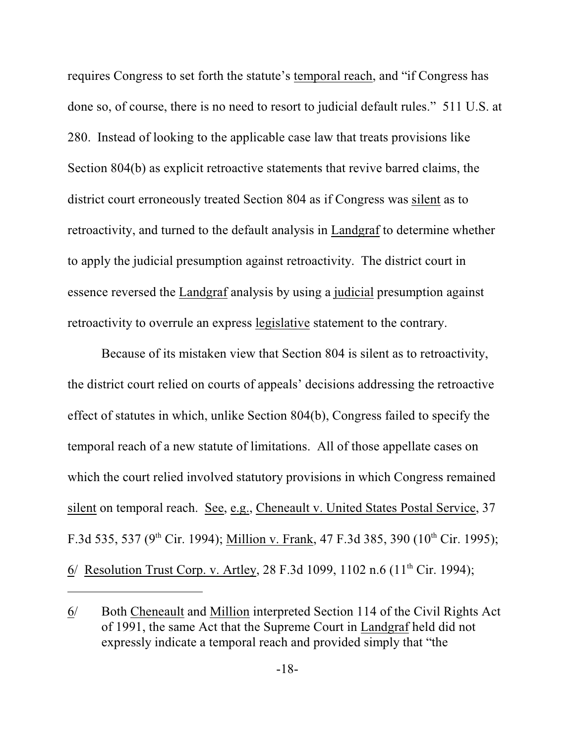requires Congress to set forth the statute's temporal reach, and "if Congress has done so, of course, there is no need to resort to judicial default rules." 511 U.S. at 280. Instead of looking to the applicable case law that treats provisions like Section 804(b) as explicit retroactive statements that revive barred claims, the district court erroneously treated Section 804 as if Congress was silent as to retroactivity, and turned to the default analysis in Landgraf to determine whether to apply the judicial presumption against retroactivity. The district court in essence reversed the Landgraf analysis by using a judicial presumption against retroactivity to overrule an express legislative statement to the contrary.

Because of its mistaken view that Section 804 is silent as to retroactivity, the district court relied on courts of appeals' decisions addressing the retroactive effect of statutes in which, unlike Section 804(b), Congress failed to specify the temporal reach of a new statute of limitations. All of those appellate cases on which the court relied involved statutory provisions in which Congress remained silent on temporal reach. See, e.g., Cheneault v. United States Postal Service, 37 F.3d 535, 537 (9th Cir. 1994); Million v. Frank, 47 F.3d 385, 390 (10th Cir. 1995); 6/ Resolution Trust Corp. v. Artley, 28 F.3d 1099, 1102 n.6 (11th Cir. 1994);

---

6/ Both Cheneault and Million interpreted Section 114 of the Civil Rights Act of 1991, the same Act that the Supreme Court in Landgraf held did not expressly indicate a temporal reach and provided simply that "the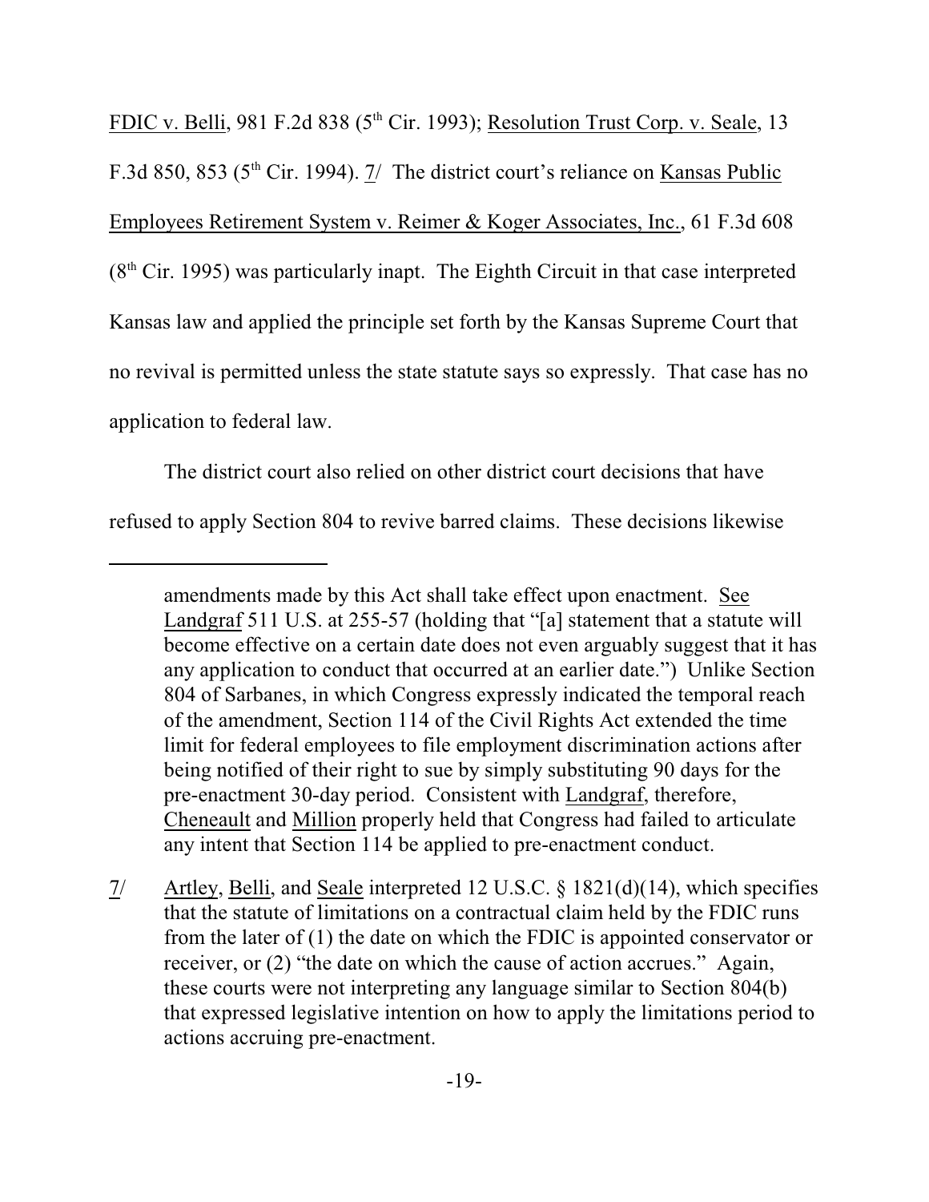FDIC v. Belli, 981 F.2d 838 (5th Cir. 1993); Resolution Trust Corp. v. Seale, 13 F.3d 850, 853 (5th Cir. 1994). 7/ The district court's reliance on Kansas Public Employees Retirement System v. Reimer & Koger Associates, Inc., 61 F.3d 608 (8th Cir. 1995) was particularly inapt. The Eighth Circuit in that case interpreted Kansas law and applied the principle set forth by the Kansas Supreme Court that no revival is permitted unless the state statute says so expressly. That case has no application to federal law.

The district court also relied on other district court decisions that have refused to apply Section 804 to revive barred claims. These decisions likewise

---

amendments made by this Act shall take effect upon enactment. See Landgraf 511 U.S. at 255-57 (holding that "[a] statement that a statute will become effective on a certain date does not even arguably suggest that it has any application to conduct that occurred at an earlier date.") Unlike Section 804 of Sarbanes, in which Congress expressly indicated the temporal reach of the amendment, Section 114 of the Civil Rights Act extended the time limit for federal employees to file employment discrimination actions after being notified of their right to sue by simply substituting 90 days for the pre-enactment 30-day period. Consistent with Landgraf, therefore, Cheneault and Million properly held that Congress had failed to articulate any intent that Section 114 be applied to pre-enactment conduct.

7/ Artley, Belli, and Seale interpreted 12 U.S.C. § 1821(d)(14), which specifies that the statute of limitations on a contractual claim held by the FDIC runs from the later of (1) the date on which the FDIC is appointed conservator or receiver, or (2) "the date on which the cause of action accrues." Again, these courts were not interpreting any language similar to Section 804(b) that expressed legislative intention on how to apply the limitations period to actions accruing pre-enactment.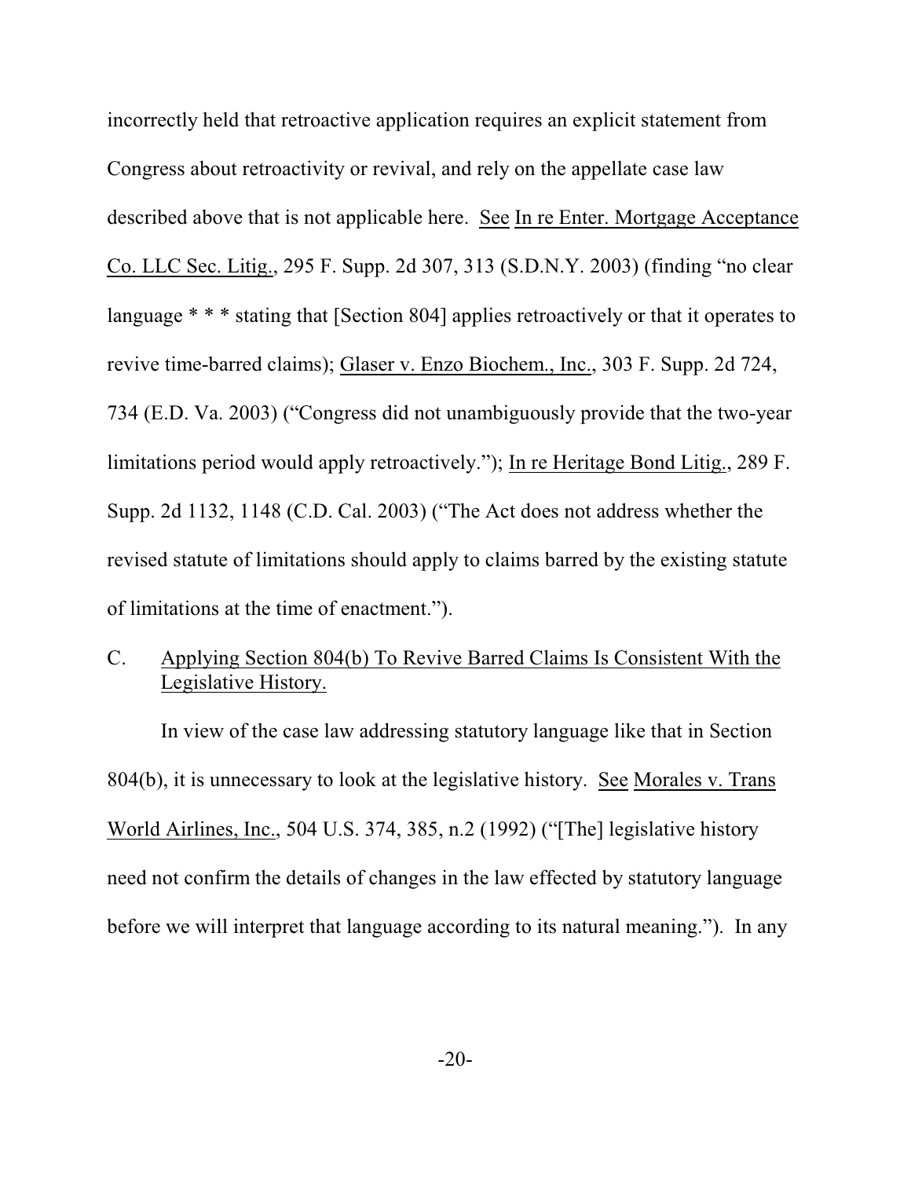incorrectly held that retroactive application requires an explicit statement from Congress about retroactivity or revival, and rely on the appellate case law described above that is not applicable here. See In re Enter. Mortgage Acceptance Co. LLC Sec. Litig., 295 F. Supp. 2d 307, 313 (S.D.N.Y. 2003) (finding "no clear language * * * stating that [Section 804] applies retroactively or that it operates to revive time-barred claims); Glaser v. Enzo Biochem., Inc., 303 F. Supp. 2d 724, 734 (E.D. Va. 2003) ("Congress did not unambiguously provide that the two-year limitations period would apply retroactively."); In re Heritage Bond Litig., 289 F. Supp. 2d 1132, 1148 (C.D. Cal. 2003) ("The Act does not address whether the revised statute of limitations should apply to claims barred by the existing statute of limitations at the time of enactment.").

### C. Applying Section 804(b) To Revive Barred Claims Is Consistent With the Legislative History.

In view of the case law addressing statutory language like that in Section 804(b), it is unnecessary to look at the legislative history. See Morales v. Trans World Airlines, Inc., 504 U.S. 374, 385, n.2 (1992) ("[The] legislative history need not confirm the details of changes in the law effected by statutory language before we will interpret that language according to its natural meaning."). In any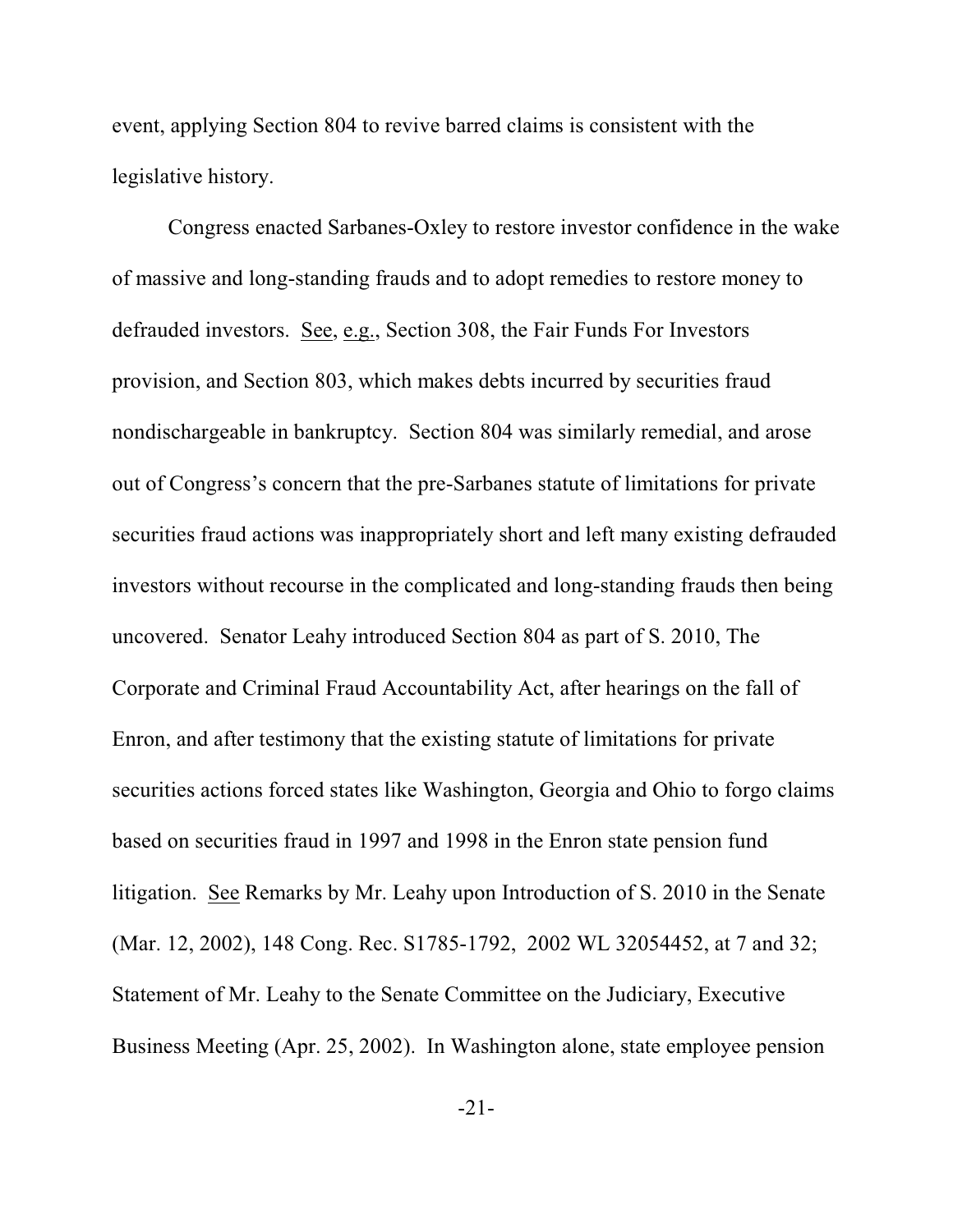event, applying Section 804 to revive barred claims is consistent with the legislative history.

Congress enacted Sarbanes-Oxley to restore investor confidence in the wake of massive and long-standing frauds and to adopt remedies to restore money to defrauded investors. See, e.g., Section 308, the Fair Funds For Investors provision, and Section 803, which makes debts incurred by securities fraud nondischargeable in bankruptcy. Section 804 was similarly remedial, and arose out of Congress's concern that the pre-Sarbanes statute of limitations for private securities fraud actions was inappropriately short and left many existing defrauded investors without recourse in the complicated and long-standing frauds then being uncovered. Senator Leahy introduced Section 804 as part of S. 2010, The Corporate and Criminal Fraud Accountability Act, after hearings on the fall of Enron, and after testimony that the existing statute of limitations for private securities actions forced states like Washington, Georgia and Ohio to forgo claims based on securities fraud in 1997 and 1998 in the Enron state pension fund litigation. See Remarks by Mr. Leahy upon Introduction of S. 2010 in the Senate (Mar. 12, 2002), 148 Cong. Rec. S1785-1792, 2002 WL 32054452, at 7 and 32; Statement of Mr. Leahy to the Senate Committee on the Judiciary, Executive Business Meeting (Apr. 25, 2002). In Washington alone, state employee pension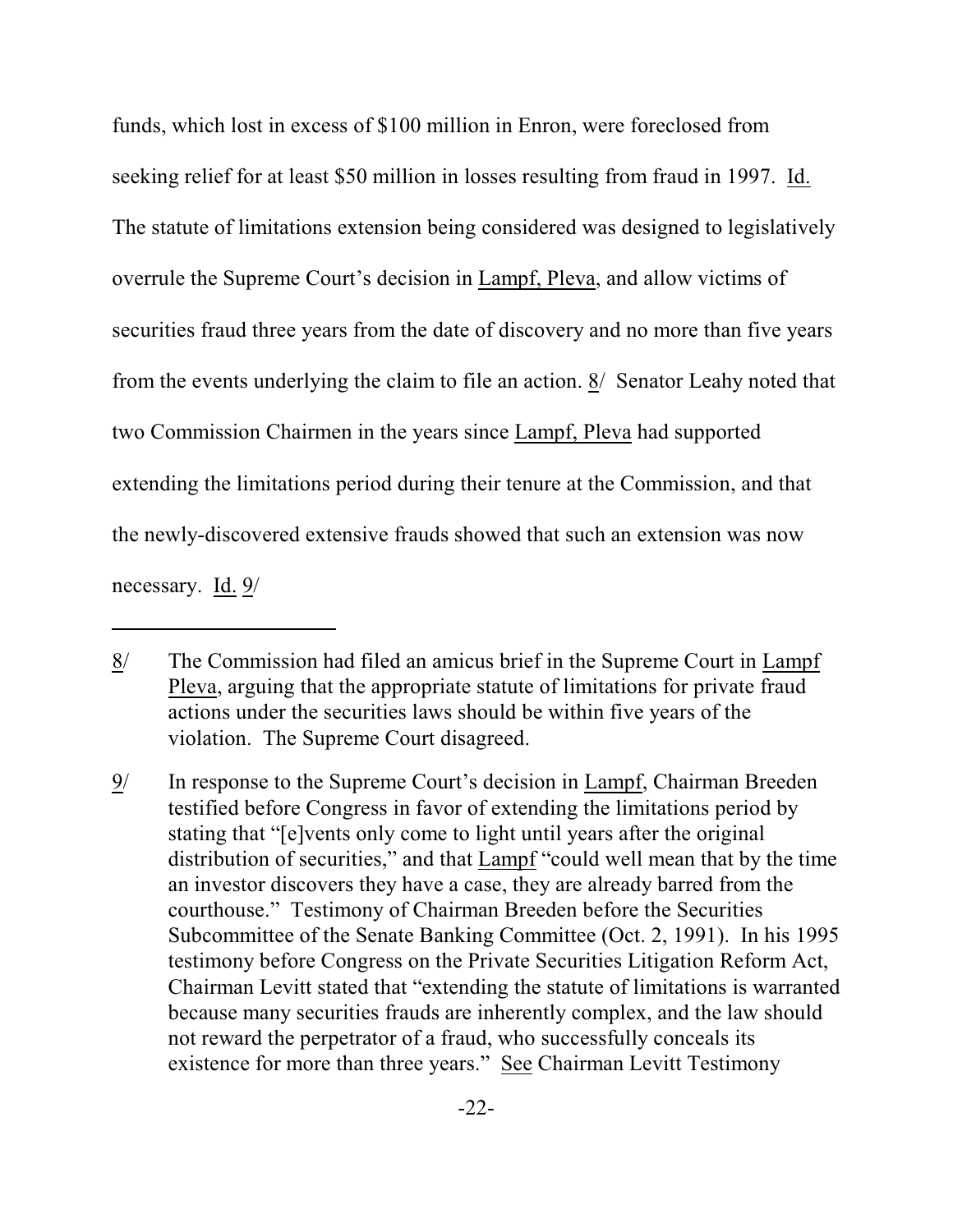funds, which lost in excess of $100 million in Enron, were foreclosed from seeking relief for at least $50 million in losses resulting from fraud in 1997. Id. The statute of limitations extension being considered was designed to legislatively overrule the Supreme Court's decision in Lampf, Pleva, and allow victims of securities fraud three years from the date of discovery and no more than five years from the events underlying the claim to file an action. 8/ Senator Leahy noted that two Commission Chairmen in the years since Lampf, Pleva had supported extending the limitations period during their tenure at the Commission, and that the newly-discovered extensive frauds showed that such an extension was now necessary. Id. 9/

---

8/ The Commission had filed an amicus brief in the Supreme Court in Lampf Pleva, arguing that the appropriate statute of limitations for private fraud actions under the securities laws should be within five years of the violation. The Supreme Court disagreed.

9/ In response to the Supreme Court's decision in Lampf, Chairman Breeden testified before Congress in favor of extending the limitations period by stating that "[e]vents only come to light until years after the original distribution of securities," and that Lampf "could well mean that by the time an investor discovers they have a case, they are already barred from the courthouse." Testimony of Chairman Breeden before the Securities Subcommittee of the Senate Banking Committee (Oct. 2, 1991). In his 1995 testimony before Congress on the Private Securities Litigation Reform Act, Chairman Levitt stated that "extending the statute of limitations is warranted because many securities frauds are inherently complex, and the law should not reward the perpetrator of a fraud, who successfully conceals its existence for more than three years." See Chairman Levitt Testimony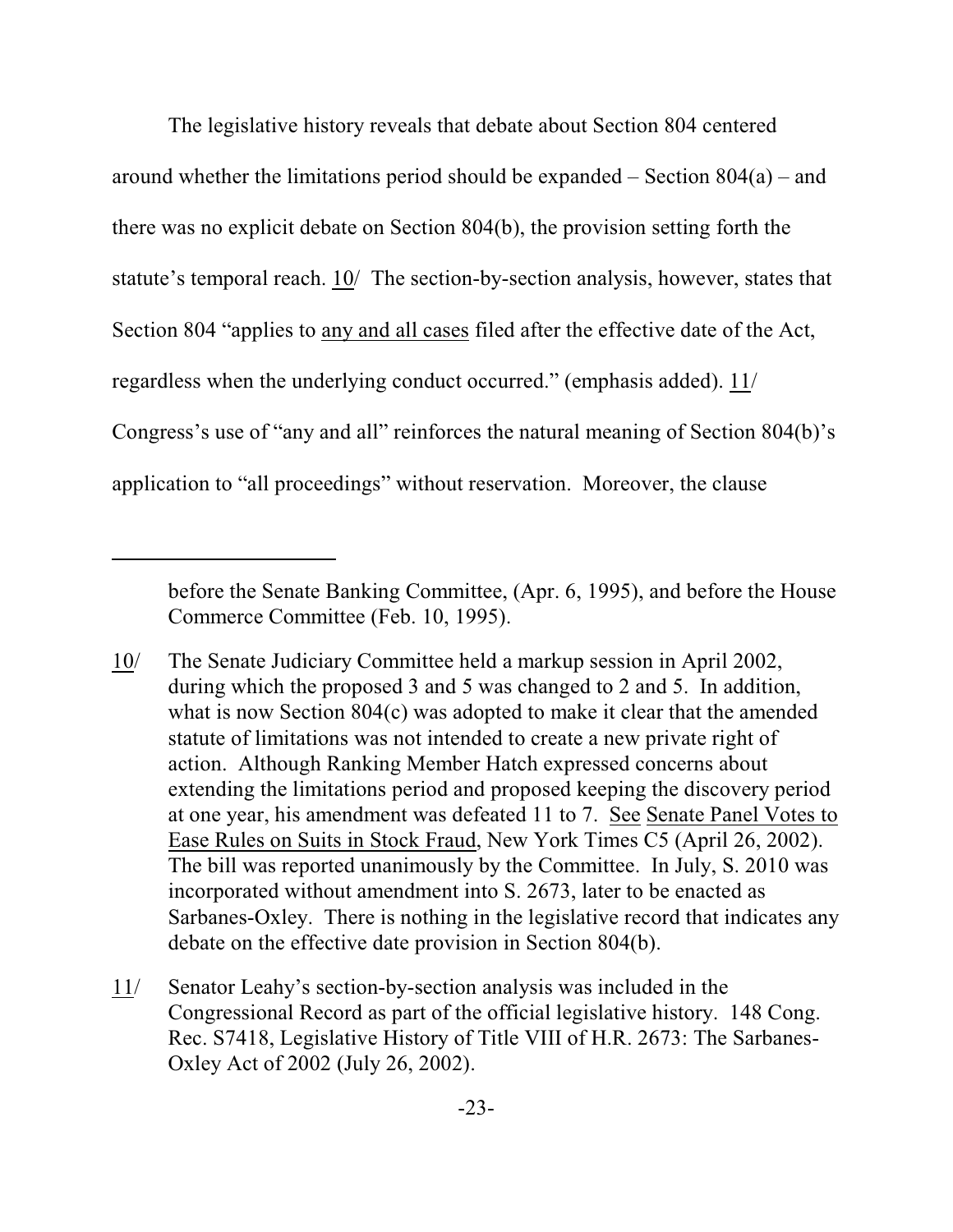The legislative history reveals that debate about Section 804 centered around whether the limitations period should be expanded – Section 804(a) – and there was no explicit debate on Section 804(b), the provision setting forth the statute's temporal reach. 10/ The section-by-section analysis, however, states that Section 804 "applies to any and all cases filed after the effective date of the Act, regardless when the underlying conduct occurred." (emphasis added). 11/ Congress's use of "any and all" reinforces the natural meaning of Section 804(b)'s application to "all proceedings" without reservation. Moreover, the clause

---

before the Senate Banking Committee, (Apr. 6, 1995), and before the House Commerce Committee (Feb. 10, 1995).

10/ The Senate Judiciary Committee held a markup session in April 2002, during which the proposed 3 and 5 was changed to 2 and 5. In addition, what is now Section 804(c) was adopted to make it clear that the amended statute of limitations was not intended to create a new private right of action. Although Ranking Member Hatch expressed concerns about extending the limitations period and proposed keeping the discovery period at one year, his amendment was defeated 11 to 7. See Senate Panel Votes to Ease Rules on Suits in Stock Fraud, New York Times C5 (April 26, 2002). The bill was reported unanimously by the Committee. In July, S. 2010 was incorporated without amendment into S. 2673, later to be enacted as Sarbanes-Oxley. There is nothing in the legislative record that indicates any debate on the effective date provision in Section 804(b).

11/ Senator Leahy's section-by-section analysis was included in the Congressional Record as part of the official legislative history. 148 Cong. Rec. S7418, Legislative History of Title VIII of H.R. 2673: The Sarbanes-Oxley Act of 2002 (July 26, 2002).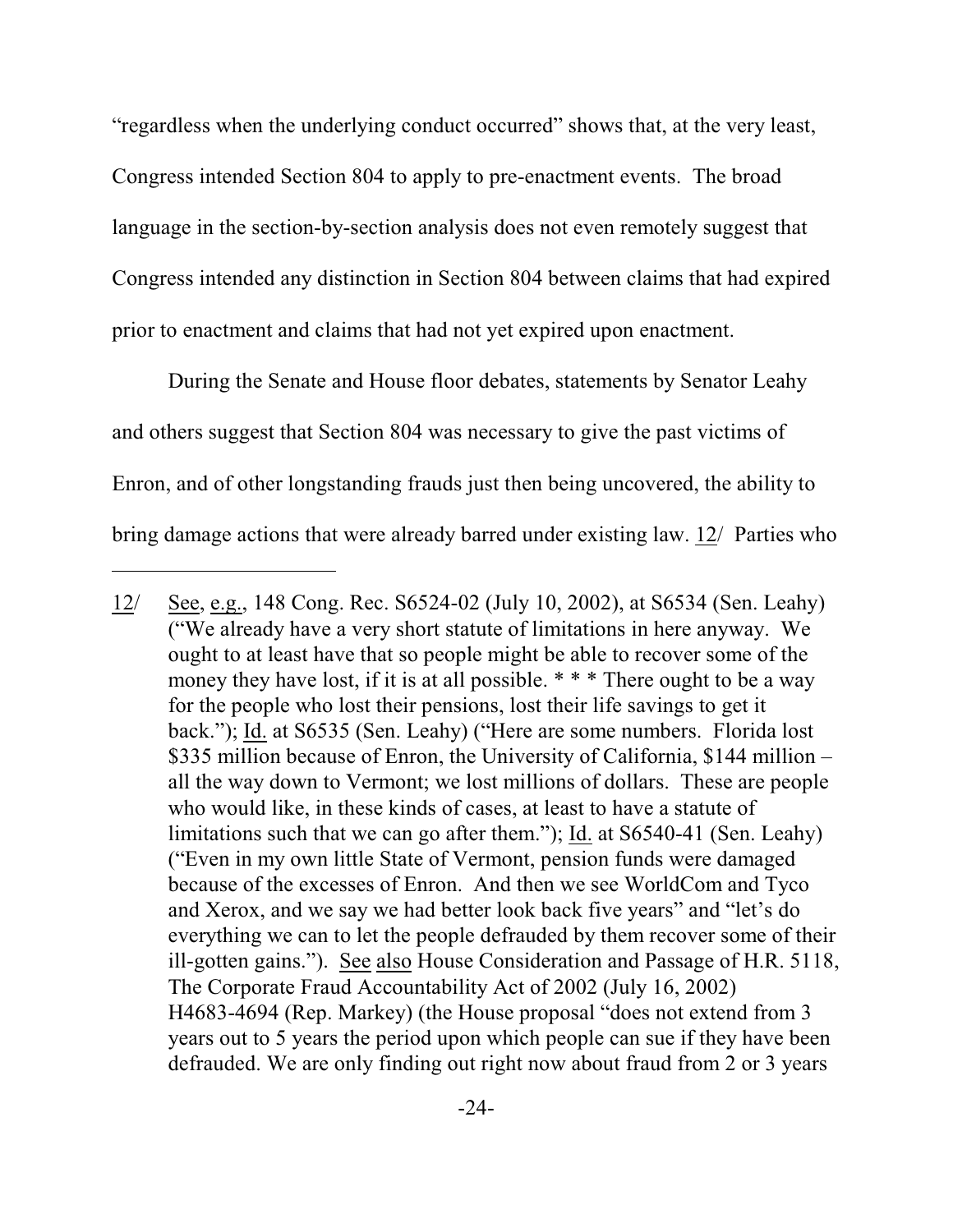"regardless when the underlying conduct occurred" shows that, at the very least, Congress intended Section 804 to apply to pre-enactment events. The broad language in the section-by-section analysis does not even remotely suggest that Congress intended any distinction in Section 804 between claims that had expired prior to enactment and claims that had not yet expired upon enactment.

During the Senate and House floor debates, statements by Senator Leahy and others suggest that Section 804 was necessary to give the past victims of Enron, and of other longstanding frauds just then being uncovered, the ability to bring damage actions that were already barred under existing law. 12/ Parties who

---

12/ See, e.g., 148 Cong. Rec. S6524-02 (July 10, 2002), at S6534 (Sen. Leahy) ("We already have a very short statute of limitations in here anyway. We ought to at least have that so people might be able to recover some of the money they have lost, if it is at all possible. * * * There ought to be a way for the people who lost their pensions, lost their life savings to get it back."); Id. at S6535 (Sen. Leahy) ("Here are some numbers. Florida lost $335 million because of Enron, the University of California, $144 million – all the way down to Vermont; we lost millions of dollars. These are people who would like, in these kinds of cases, at least to have a statute of limitations such that we can go after them."); Id. at S6540-41 (Sen. Leahy) ("Even in my own little State of Vermont, pension funds were damaged because of the excesses of Enron. And then we see WorldCom and Tyco and Xerox, and we say we had better look back five years" and "let's do everything we can to let the people defrauded by them recover some of their ill-gotten gains."). See also House Consideration and Passage of H.R. 5118, The Corporate Fraud Accountability Act of 2002 (July 16, 2002) H4683-4694 (Rep. Markey) (the House proposal "does not extend from 3 years out to 5 years the period upon which people can sue if they have been defrauded. We are only finding out right now about fraud from 2 or 3 years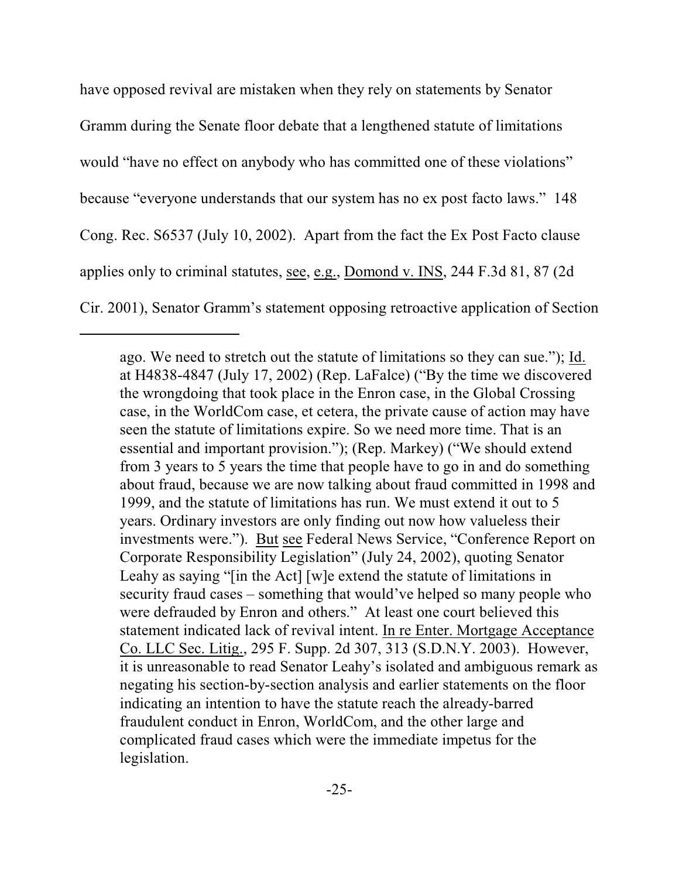have opposed revival are mistaken when they rely on statements by Senator Gramm during the Senate floor debate that a lengthened statute of limitations would "have no effect on anybody who has committed one of these violations" because "everyone understands that our system has no ex post facto laws." 148 Cong. Rec. S6537 (July 10, 2002). Apart from the fact the Ex Post Facto clause applies only to criminal statutes, see, e.g., Domond v. INS, 244 F.3d 81, 87 (2d Cir. 2001), Senator Gramm's statement opposing retroactive application of Section

---

ago. We need to stretch out the statute of limitations so they can sue."); Id. at H4838-4847 (July 17, 2002) (Rep. LaFalce) ("By the time we discovered the wrongdoing that took place in the Enron case, in the Global Crossing case, in the WorldCom case, et cetera, the private cause of action may have seen the statute of limitations expire. So we need more time. That is an essential and important provision."); (Rep. Markey) ("We should extend from 3 years to 5 years the time that people have to go in and do something about fraud, because we are now talking about fraud committed in 1998 and 1999, and the statute of limitations has run. We must extend it out to 5 years. Ordinary investors are only finding out now how valueless their investments were."). But see Federal News Service, "Conference Report on Corporate Responsibility Legislation" (July 24, 2002), quoting Senator Leahy as saying "[in the Act] [w]e extend the statute of limitations in security fraud cases – something that would've helped so many people who were defrauded by Enron and others." At least one court believed this statement indicated lack of revival intent. In re Enter. Mortgage Acceptance Co. LLC Sec. Litig., 295 F. Supp. 2d 307, 313 (S.D.N.Y. 2003). However, it is unreasonable to read Senator Leahy's isolated and ambiguous remark as negating his section-by-section analysis and earlier statements on the floor indicating an intention to have the statute reach the already-barred fraudulent conduct in Enron, WorldCom, and the other large and complicated fraud cases which were the immediate impetus for the legislation.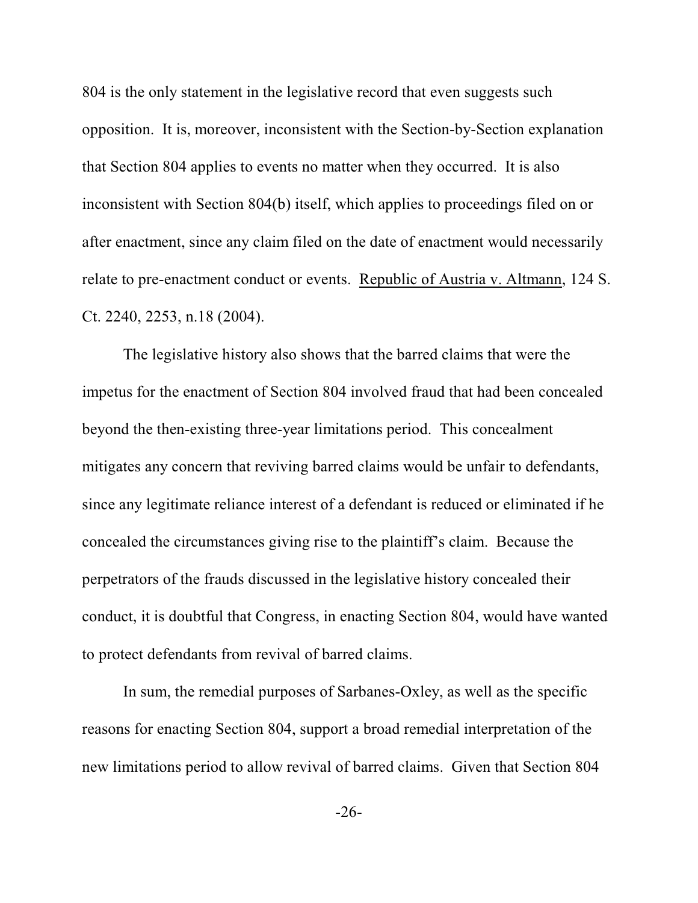804 is the only statement in the legislative record that even suggests such opposition. It is, moreover, inconsistent with the Section-by-Section explanation that Section 804 applies to events no matter when they occurred. It is also inconsistent with Section 804(b) itself, which applies to proceedings filed on or after enactment, since any claim filed on the date of enactment would necessarily relate to pre-enactment conduct or events. Republic of Austria v. Altmann, 124 S. Ct. 2240, 2253, n.18 (2004).

The legislative history also shows that the barred claims that were the impetus for the enactment of Section 804 involved fraud that had been concealed beyond the then-existing three-year limitations period. This concealment mitigates any concern that reviving barred claims would be unfair to defendants, since any legitimate reliance interest of a defendant is reduced or eliminated if he concealed the circumstances giving rise to the plaintiff's claim. Because the perpetrators of the frauds discussed in the legislative history concealed their conduct, it is doubtful that Congress, in enacting Section 804, would have wanted to protect defendants from revival of barred claims.

In sum, the remedial purposes of Sarbanes-Oxley, as well as the specific reasons for enacting Section 804, support a broad remedial interpretation of the new limitations period to allow revival of barred claims. Given that Section 804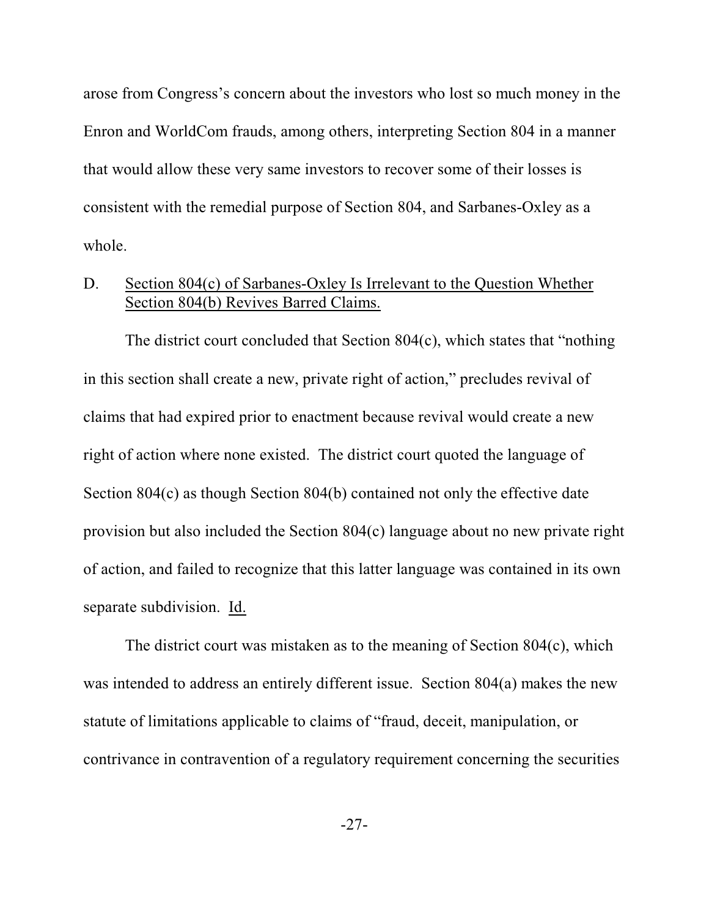arose from Congress's concern about the investors who lost so much money in the Enron and WorldCom frauds, among others, interpreting Section 804 in a manner that would allow these very same investors to recover some of their losses is consistent with the remedial purpose of Section 804, and Sarbanes-Oxley as a whole.

### D. Section 804(c) of Sarbanes-Oxley Is Irrelevant to the Question Whether Section 804(b) Revives Barred Claims.

The district court concluded that Section 804(c), which states that "nothing in this section shall create a new, private right of action," precludes revival of claims that had expired prior to enactment because revival would create a new right of action where none existed. The district court quoted the language of Section 804(c) as though Section 804(b) contained not only the effective date provision but also included the Section 804(c) language about no new private right of action, and failed to recognize that this latter language was contained in its own separate subdivision. Id.

The district court was mistaken as to the meaning of Section 804(c), which was intended to address an entirely different issue. Section 804(a) makes the new statute of limitations applicable to claims of "fraud, deceit, manipulation, or contrivance in contravention of a regulatory requirement concerning the securities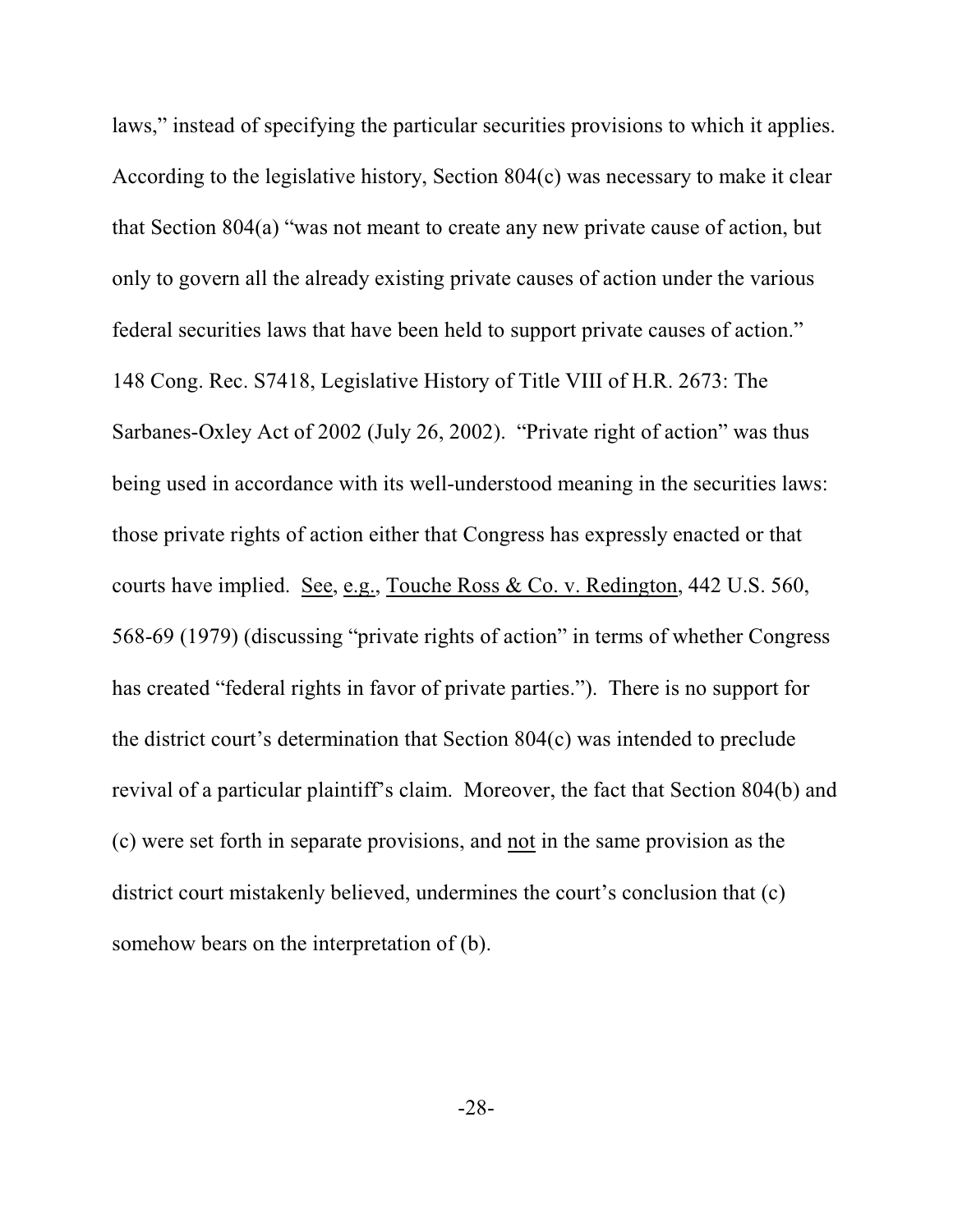laws," instead of specifying the particular securities provisions to which it applies. According to the legislative history, Section 804(c) was necessary to make it clear that Section 804(a) "was not meant to create any new private cause of action, but only to govern all the already existing private causes of action under the various federal securities laws that have been held to support private causes of action." 148 Cong. Rec. S7418, Legislative History of Title VIII of H.R. 2673: The Sarbanes-Oxley Act of 2002 (July 26, 2002). "Private right of action" was thus being used in accordance with its well-understood meaning in the securities laws: those private rights of action either that Congress has expressly enacted or that courts have implied. See, e.g., Touche Ross & Co. v. Redington, 442 U.S. 560, 568-69 (1979) (discussing "private rights of action" in terms of whether Congress has created "federal rights in favor of private parties."). There is no support for the district court's determination that Section 804(c) was intended to preclude revival of a particular plaintiff's claim. Moreover, the fact that Section 804(b) and (c) were set forth in separate provisions, and not in the same provision as the district court mistakenly believed, undermines the court's conclusion that (c) somehow bears on the interpretation of (b).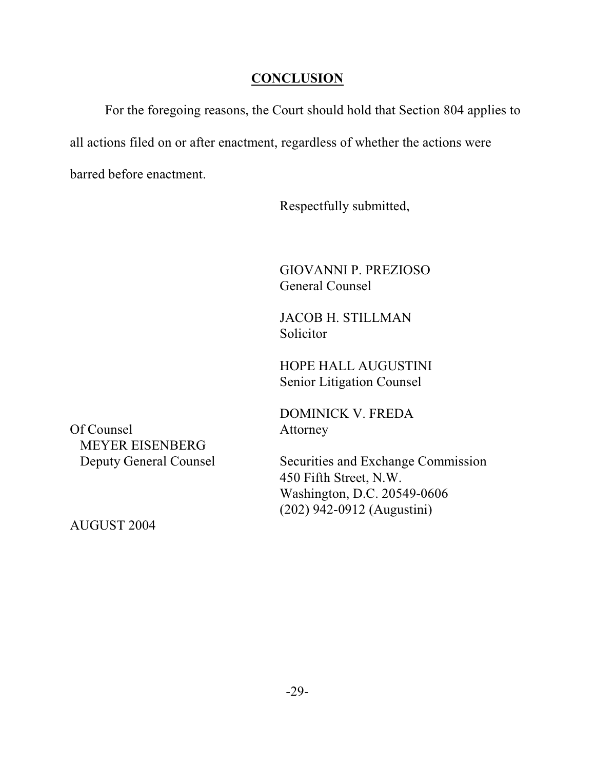## CONCLUSION

For the foregoing reasons, the Court should hold that Section 804 applies to all actions filed on or after enactment, regardless of whether the actions were barred before enactment.

Respectfully submitted,

GIOVANNI P. PREZIOSO
General Counsel

JACOB H. STILLMAN
Solicitor

HOPE HALL AUGUSTINI
Senior Litigation Counsel

DOMINICK V. FREDA
Attorney

Securities and Exchange Commission
450 Fifth Street, N.W.
Washington, D.C. 20549-0606
(202) 942-0912 (Augustini)

Of Counsel
MEYER EISENBERG
Deputy General Counsel

AUGUST 2004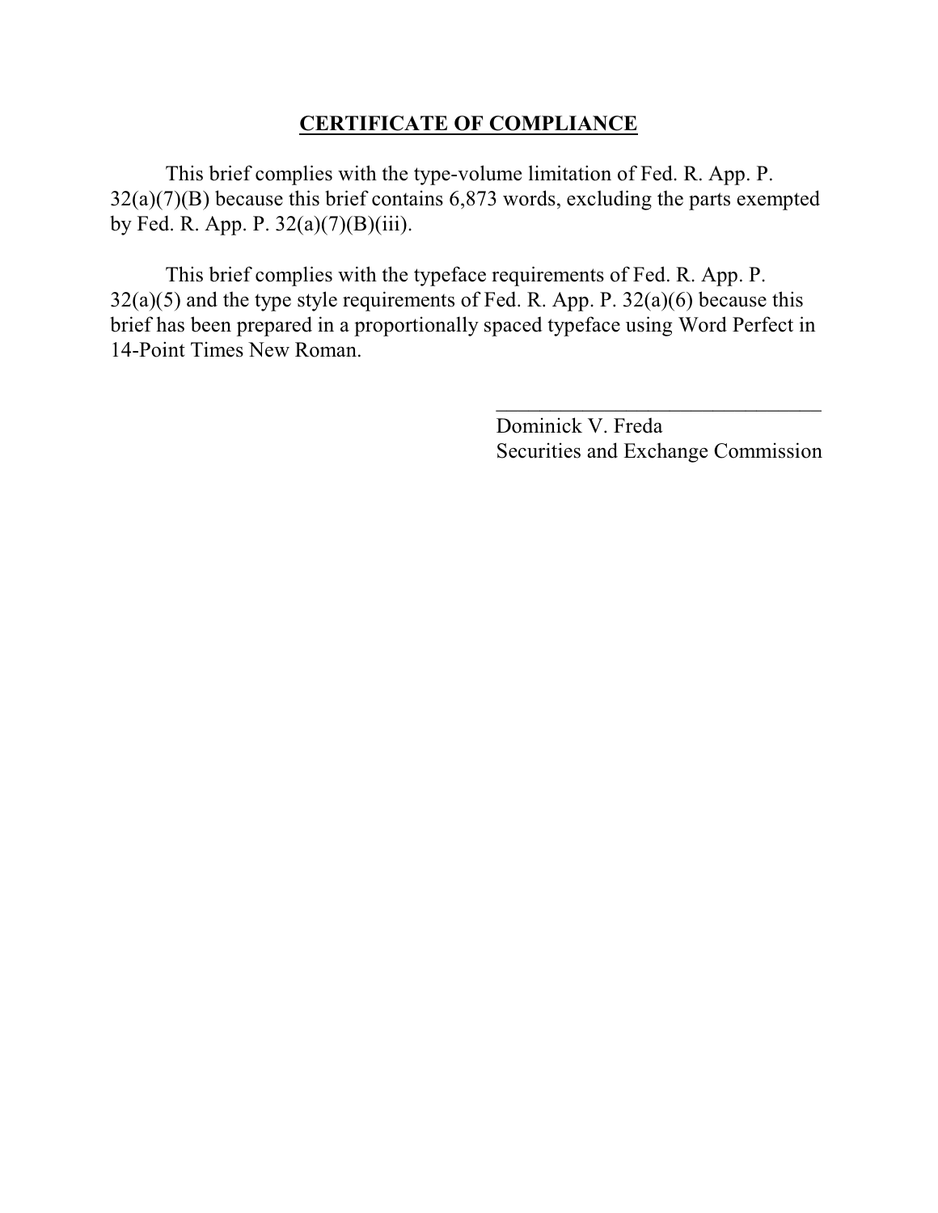## CERTIFICATE OF COMPLIANCE

This brief complies with the type-volume limitation of Fed. R. App. P. 32(a)(7)(B) because this brief contains 6,873 words, excluding the parts exempted by Fed. R. App. P. 32(a)(7)(B)(iii).

This brief complies with the typeface requirements of Fed. R. App. P. 32(a)(5) and the type style requirements of Fed. R. App. P. 32(a)(6) because this brief has been prepared in a proportionally spaced typeface using Word Perfect in 14-Point Times New Roman.

\_\_\_\_\_\_\_\_\_\_\_\_\_\_\_\_\_\_\_\_\_\_\_\_\_\_\_\_\_\_\_\_

Dominick V. Freda
Securities and Exchange Commission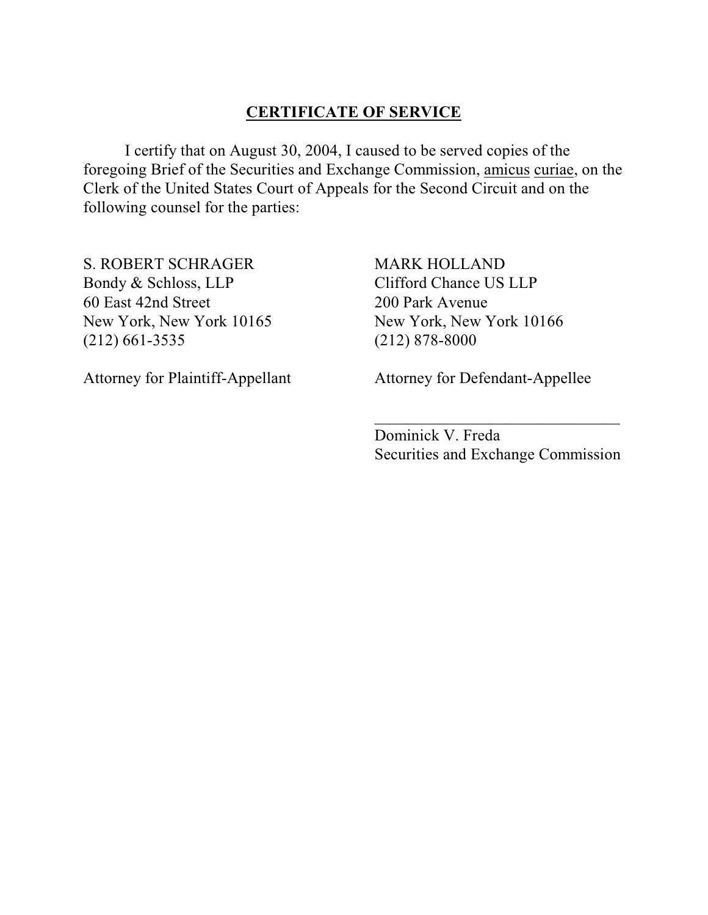## CERTIFICATE OF SERVICE

I certify that on August 30, 2004, I caused to be served copies of the foregoing Brief of the Securities and Exchange Commission, amicus curiae, on the Clerk of the United States Court of Appeals for the Second Circuit and on the following counsel for the parties:

S. ROBERT SCHRAGER
Bondy & Schloss, LLP
60 East 42nd Street
New York, New York 10165
(212) 661-3535

Attorney for Plaintiff-Appellant

MARK HOLLAND
Clifford Chance US LLP
200 Park Avenue
New York, New York 10166
(212) 878-8000

Attorney for Defendant-Appellee

______________________________
Dominick V. Freda
Securities and Exchange Commission